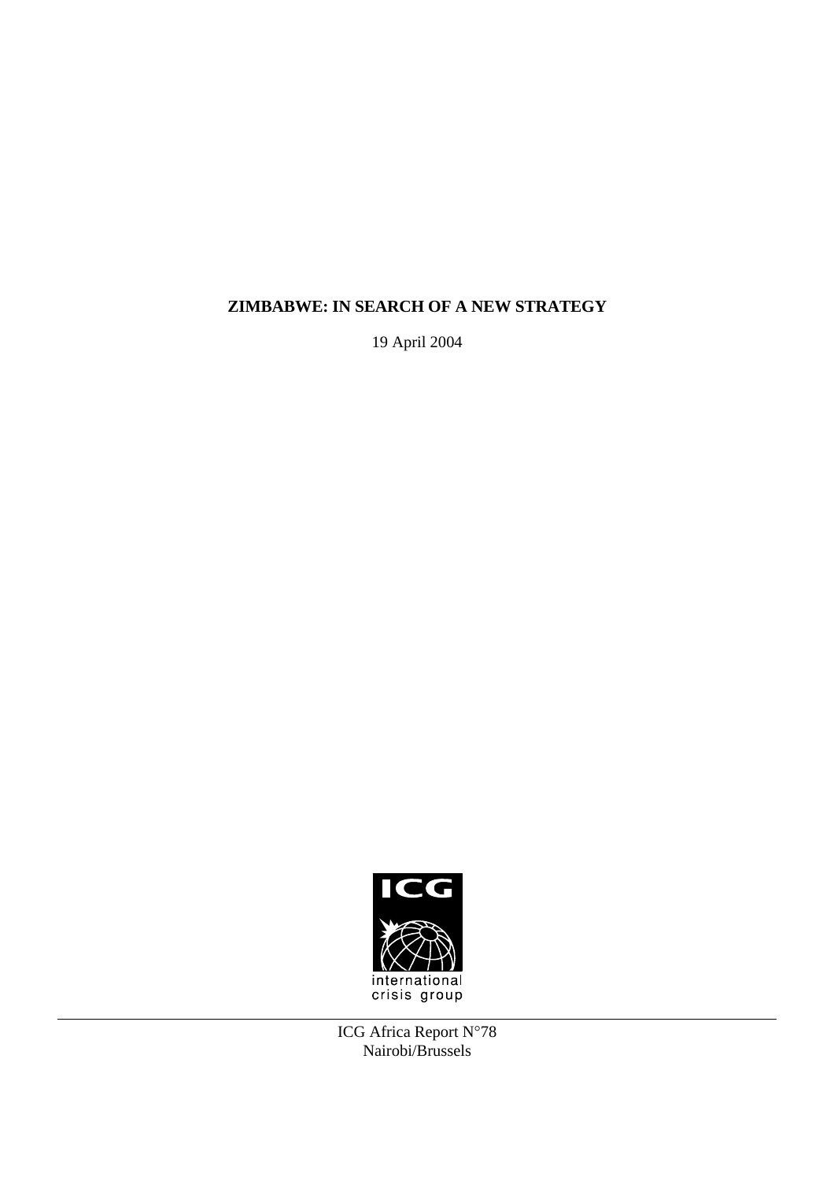# ZIMBABWE: IN SEARCH OF A NEW STRATEGY

19 April 2004

ICG

international crisis group

ICG Africa Report N°78

Nairobi/Brussels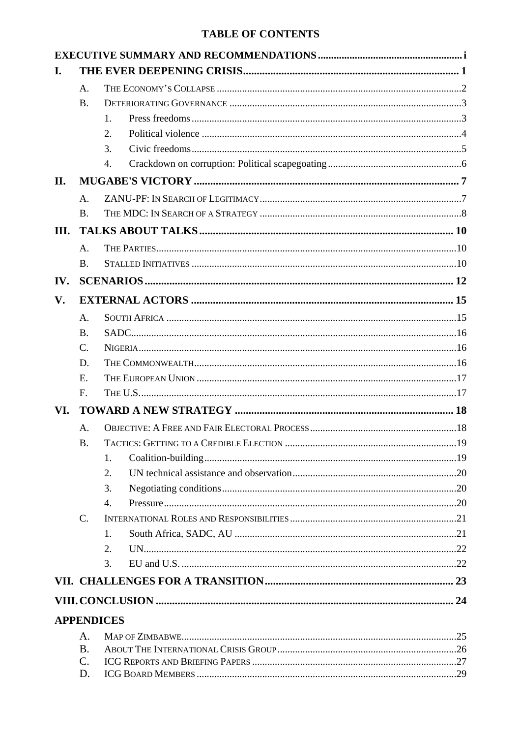# TABLE OF CONTENTS

**EXECUTIVE SUMMARY AND RECOMMENDATIONS** ..... i

**I. THE EVER DEEPENING CRISIS** ..... 1

- A. The Economy's Collapse ..... 2
- B. Deteriorating Governance ..... 3
  1. Press freedoms ..... 3
  2. Political violence ..... 4
  3. Civic freedoms ..... 5
  4. Crackdown on corruption: Political scapegoating ..... 6

**II. MUGABE'S VICTORY** ..... 7

- A. ZANU-PF: In Search of Legitimacy ..... 7
- B. The MDC: In Search of a Strategy ..... 8

**III. TALKS ABOUT TALKS** ..... 10

- A. The Parties ..... 10
- B. Stalled Initiatives ..... 10

**IV. SCENARIOS** ..... 12

**V. EXTERNAL ACTORS** ..... 15

- A. South Africa ..... 15
- B. SADC ..... 16
- C. Nigeria ..... 16
- D. The Commonwealth ..... 16
- E. The European Union ..... 17
- F. The U.S. ..... 17

**VI. TOWARD A NEW STRATEGY** ..... 18

- A. Objective: A Free and Fair Electoral Process ..... 18
- B. Tactics: Getting to a Credible Election ..... 19
  1. Coalition-building ..... 19
  2. UN technical assistance and observation ..... 20
  3. Negotiating conditions ..... 20
  4. Pressure ..... 20
- C. International Roles and Responsibilities ..... 21
  1. South Africa, SADC, AU ..... 21
  2. UN ..... 22
  3. EU and U.S. ..... 22

**VII. CHALLENGES FOR A TRANSITION** ..... 23

**VIII. CONCLUSION** ..... 24

**APPENDICES**

- A. Map of Zimbabwe ..... 25
- B. About The International Crisis Group ..... 26
- C. ICG Reports and Briefing Papers ..... 27
- D. ICG Board Members ..... 29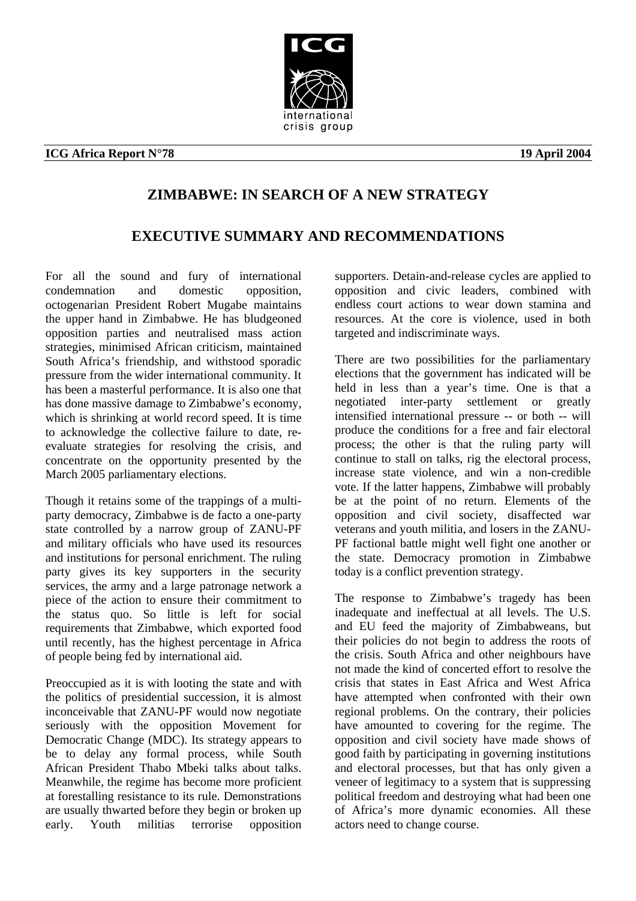**ICG Africa Report N°78** **19 April 2004**

# ZIMBABWE: IN SEARCH OF A NEW STRATEGY

## EXECUTIVE SUMMARY AND RECOMMENDATIONS

For all the sound and fury of international condemnation and domestic opposition, octogenarian President Robert Mugabe maintains the upper hand in Zimbabwe. He has bludgeoned opposition parties and neutralised mass action strategies, minimised African criticism, maintained South Africa's friendship, and withstood sporadic pressure from the wider international community. It has been a masterful performance. It is also one that has done massive damage to Zimbabwe's economy, which is shrinking at world record speed. It is time to acknowledge the collective failure to date, re-evaluate strategies for resolving the crisis, and concentrate on the opportunity presented by the March 2005 parliamentary elections.

Though it retains some of the trappings of a multi-party democracy, Zimbabwe is de facto a one-party state controlled by a narrow group of ZANU-PF and military officials who have used its resources and institutions for personal enrichment. The ruling party gives its key supporters in the security services, the army and a large patronage network a piece of the action to ensure their commitment to the status quo. So little is left for social requirements that Zimbabwe, which exported food until recently, has the highest percentage in Africa of people being fed by international aid.

Preoccupied as it is with looting the state and with the politics of presidential succession, it is almost inconceivable that ZANU-PF would now negotiate seriously with the opposition Movement for Democratic Change (MDC). Its strategy appears to be to delay any formal process, while South African President Thabo Mbeki talks about talks. Meanwhile, the regime has become more proficient at forestalling resistance to its rule. Demonstrations are usually thwarted before they begin or broken up early. Youth militias terrorise opposition supporters. Detain-and-release cycles are applied to opposition and civic leaders, combined with endless court actions to wear down stamina and resources. At the core is violence, used in both targeted and indiscriminate ways.

There are two possibilities for the parliamentary elections that the government has indicated will be held in less than a year's time. One is that a negotiated inter-party settlement or greatly intensified international pressure -- or both -- will produce the conditions for a free and fair electoral process; the other is that the ruling party will continue to stall on talks, rig the electoral process, increase state violence, and win a non-credible vote. If the latter happens, Zimbabwe will probably be at the point of no return. Elements of the opposition and civil society, disaffected war veterans and youth militia, and losers in the ZANU-PF factional battle might well fight one another or the state. Democracy promotion in Zimbabwe today is a conflict prevention strategy.

The response to Zimbabwe's tragedy has been inadequate and ineffectual at all levels. The U.S. and EU feed the majority of Zimbabweans, but their policies do not begin to address the roots of the crisis. South Africa and other neighbours have not made the kind of concerted effort to resolve the crisis that states in East Africa and West Africa have attempted when confronted with their own regional problems. On the contrary, their policies have amounted to covering for the regime. The opposition and civil society have made shows of good faith by participating in governing institutions and electoral processes, but that has only given a veneer of legitimacy to a system that is suppressing political freedom and destroying what had been one of Africa's more dynamic economies. All these actors need to change course.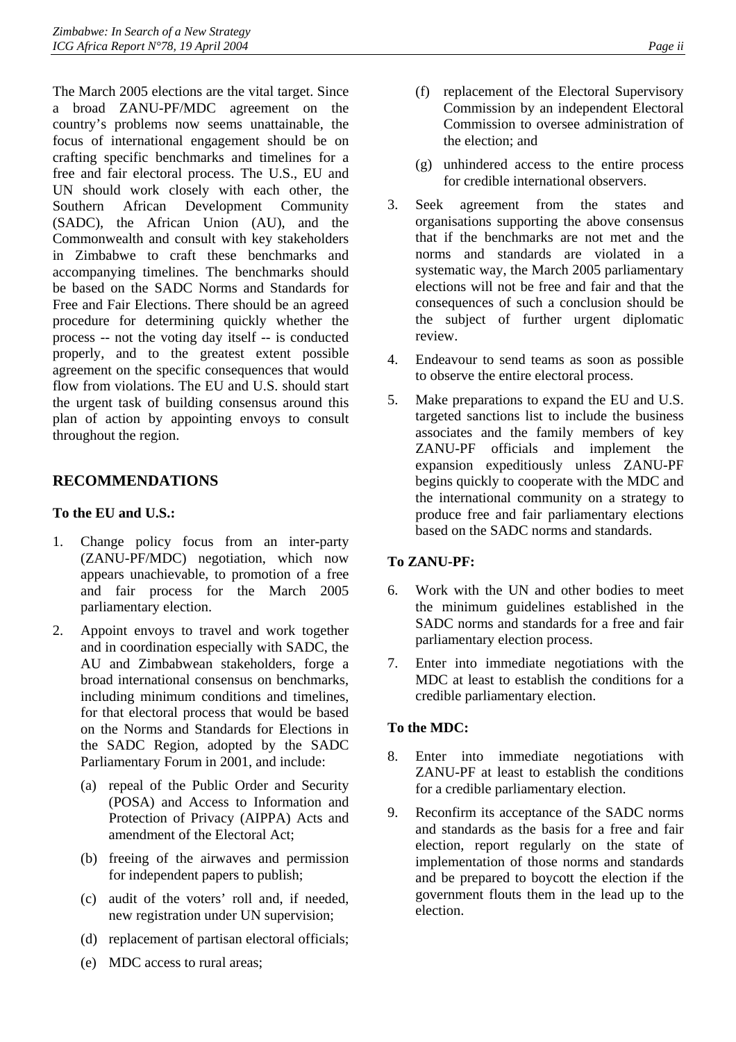The March 2005 elections are the vital target. Since a broad ZANU-PF/MDC agreement on the country's problems now seems unattainable, the focus of international engagement should be on crafting specific benchmarks and timelines for a free and fair electoral process. The U.S., EU and UN should work closely with each other, the Southern African Development Community (SADC), the African Union (AU), and the Commonwealth and consult with key stakeholders in Zimbabwe to craft these benchmarks and accompanying timelines. The benchmarks should be based on the SADC Norms and Standards for Free and Fair Elections. There should be an agreed procedure for determining quickly whether the process -- not the voting day itself -- is conducted properly, and to the greatest extent possible agreement on the specific consequences that would flow from violations. The EU and U.S. should start the urgent task of building consensus around this plan of action by appointing envoys to consult throughout the region.

## RECOMMENDATIONS

### To the EU and U.S.:

1. Change policy focus from an inter-party (ZANU-PF/MDC) negotiation, which now appears unachievable, to promotion of a free and fair process for the March 2005 parliamentary election.

2. Appoint envoys to travel and work together and in coordination especially with SADC, the AU and Zimbabwean stakeholders, forge a broad international consensus on benchmarks, including minimum conditions and timelines, for that electoral process that would be based on the Norms and Standards for Elections in the SADC Region, adopted by the SADC Parliamentary Forum in 2001, and include:

   (a) repeal of the Public Order and Security (POSA) and Access to Information and Protection of Privacy (AIPPA) Acts and amendment of the Electoral Act;

   (b) freeing of the airwaves and permission for independent papers to publish;

   (c) audit of the voters' roll and, if needed, new registration under UN supervision;

   (d) replacement of partisan electoral officials;

   (e) MDC access to rural areas;

   (f) replacement of the Electoral Supervisory Commission by an independent Electoral Commission to oversee administration of the election; and

   (g) unhindered access to the entire process for credible international observers.

3. Seek agreement from the states and organisations supporting the above consensus that if the benchmarks are not met and the norms and standards are violated in a systematic way, the March 2005 parliamentary elections will not be free and fair and that the consequences of such a conclusion should be the subject of further urgent diplomatic review.

4. Endeavour to send teams as soon as possible to observe the entire electoral process.

5. Make preparations to expand the EU and U.S. targeted sanctions list to include the business associates and the family members of key ZANU-PF officials and implement the expansion expeditiously unless ZANU-PF begins quickly to cooperate with the MDC and the international community on a strategy to produce free and fair parliamentary elections based on the SADC norms and standards.

### To ZANU-PF:

6. Work with the UN and other bodies to meet the minimum guidelines established in the SADC norms and standards for a free and fair parliamentary election process.

7. Enter into immediate negotiations with the MDC at least to establish the conditions for a credible parliamentary election.

### To the MDC:

8. Enter into immediate negotiations with ZANU-PF at least to establish the conditions for a credible parliamentary election.

9. Reconfirm its acceptance of the SADC norms and standards as the basis for a free and fair election, report regularly on the state of implementation of those norms and standards and be prepared to boycott the election if the government flouts them in the lead up to the election.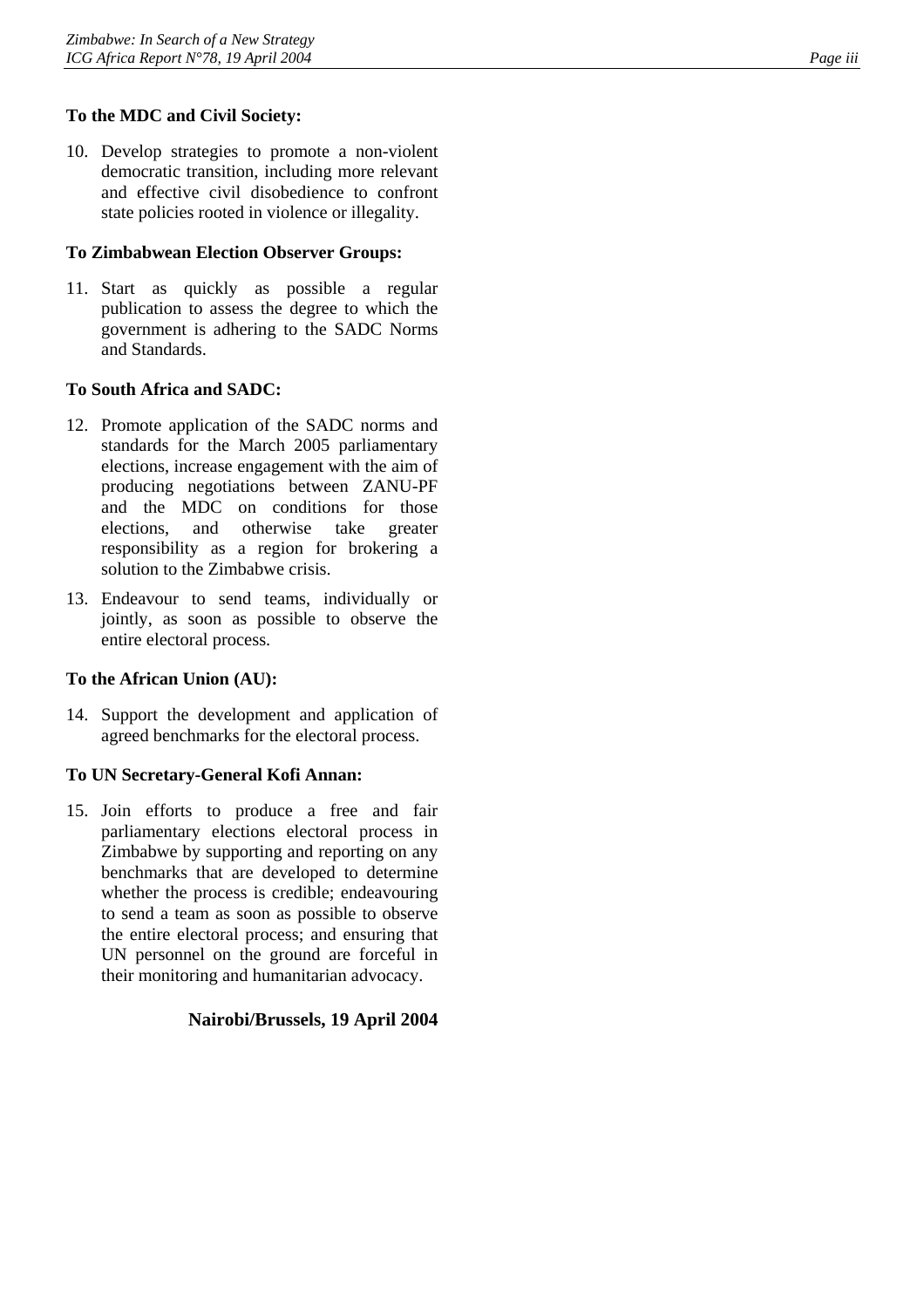**To the MDC and Civil Society:**

10. Develop strategies to promote a non-violent democratic transition, including more relevant and effective civil disobedience to confront state policies rooted in violence or illegality.

**To Zimbabwean Election Observer Groups:**

11. Start as quickly as possible a regular publication to assess the degree to which the government is adhering to the SADC Norms and Standards.

**To South Africa and SADC:**

12. Promote application of the SADC norms and standards for the March 2005 parliamentary elections, increase engagement with the aim of producing negotiations between ZANU-PF and the MDC on conditions for those elections, and otherwise take greater responsibility as a region for brokering a solution to the Zimbabwe crisis.

13. Endeavour to send teams, individually or jointly, as soon as possible to observe the entire electoral process.

**To the African Union (AU):**

14. Support the development and application of agreed benchmarks for the electoral process.

**To UN Secretary-General Kofi Annan:**

15. Join efforts to produce a free and fair parliamentary elections electoral process in Zimbabwe by supporting and reporting on any benchmarks that are developed to determine whether the process is credible; endeavouring to send a team as soon as possible to observe the entire electoral process; and ensuring that UN personnel on the ground are forceful in their monitoring and humanitarian advocacy.

**Nairobi/Brussels, 19 April 2004**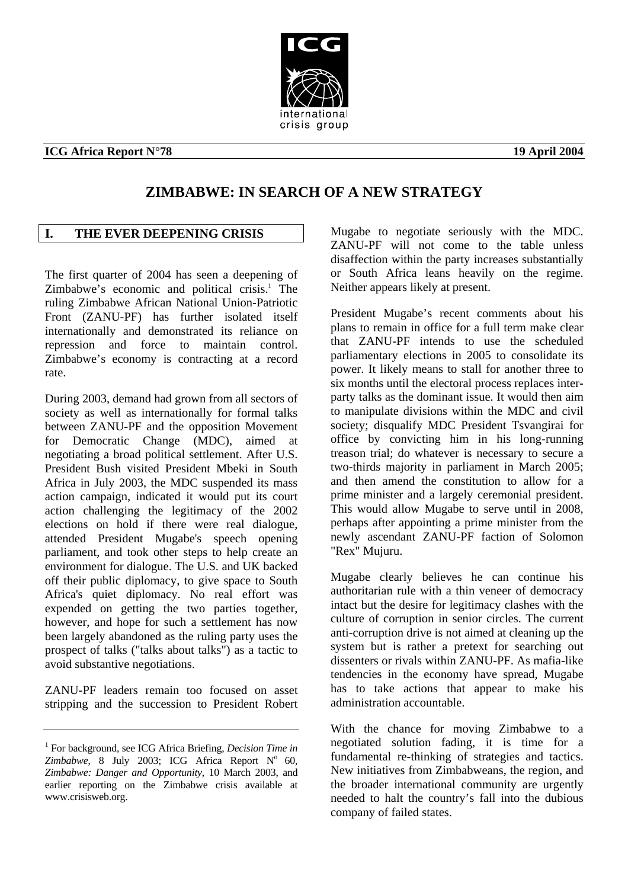ICG Africa Report N°78 — 19 April 2004

# ZIMBABWE: IN SEARCH OF A NEW STRATEGY

## I. THE EVER DEEPENING CRISIS

The first quarter of 2004 has seen a deepening of Zimbabwe's economic and political crisis.[1] The ruling Zimbabwe African National Union-Patriotic Front (ZANU-PF) has further isolated itself internationally and demonstrated its reliance on repression and force to maintain control. Zimbabwe's economy is contracting at a record rate.

During 2003, demand had grown from all sectors of society as well as internationally for formal talks between ZANU-PF and the opposition Movement for Democratic Change (MDC), aimed at negotiating a broad political settlement. After U.S. President Bush visited President Mbeki in South Africa in July 2003, the MDC suspended its mass action campaign, indicated it would put its court action challenging the legitimacy of the 2002 elections on hold if there were real dialogue, attended President Mugabe's speech opening parliament, and took other steps to help create an environment for dialogue. The U.S. and UK backed off their public diplomacy, to give space to South Africa's quiet diplomacy. No real effort was expended on getting the two parties together, however, and hope for such a settlement has now been largely abandoned as the ruling party uses the prospect of talks ("talks about talks") as a tactic to avoid substantive negotiations.

ZANU-PF leaders remain too focused on asset stripping and the succession to President Robert Mugabe to negotiate seriously with the MDC. ZANU-PF will not come to the table unless disaffection within the party increases substantially or South Africa leans heavily on the regime. Neither appears likely at present.

President Mugabe's recent comments about his plans to remain in office for a full term make clear that ZANU-PF intends to use the scheduled parliamentary elections in 2005 to consolidate its power. It likely means to stall for another three to six months until the electoral process replaces inter-party talks as the dominant issue. It would then aim to manipulate divisions within the MDC and civil society; disqualify MDC President Tsvangirai for office by convicting him in his long-running treason trial; do whatever is necessary to secure a two-thirds majority in parliament in March 2005; and then amend the constitution to allow for a prime minister and a largely ceremonial president. This would allow Mugabe to serve until in 2008, perhaps after appointing a prime minister from the newly ascendant ZANU-PF faction of Solomon "Rex" Mujuru.

Mugabe clearly believes he can continue his authoritarian rule with a thin veneer of democracy intact but the desire for legitimacy clashes with the culture of corruption in senior circles. The current anti-corruption drive is not aimed at cleaning up the system but is rather a pretext for searching out dissenters or rivals within ZANU-PF. As mafia-like tendencies in the economy have spread, Mugabe has to take actions that appear to make his administration accountable.

With the chance for moving Zimbabwe to a negotiated solution fading, it is time for a fundamental re-thinking of strategies and tactics. New initiatives from Zimbabweans, the region, and the broader international community are urgently needed to halt the country's fall into the dubious company of failed states.

---

[1] For background, see ICG Africa Briefing, *Decision Time in Zimbabwe*, 8 July 2003; ICG Africa Report N° 60, *Zimbabwe: Danger and Opportunity*, 10 March 2003, and earlier reporting on the Zimbabwe crisis available at www.crisisweb.org.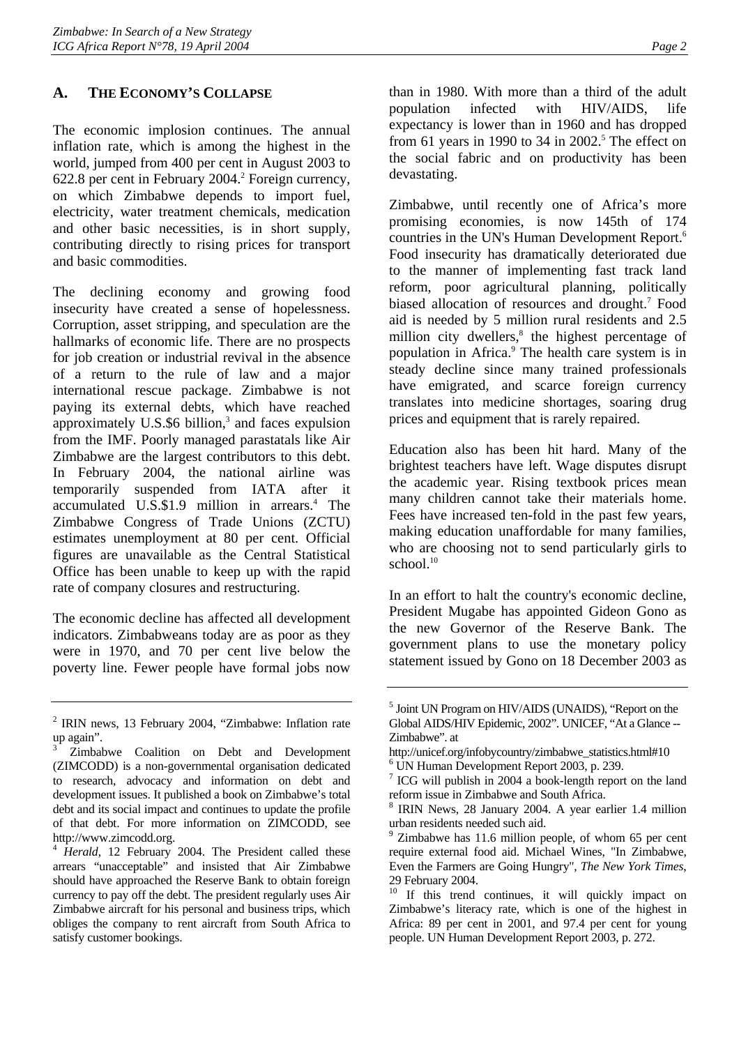## A. THE ECONOMY'S COLLAPSE

The economic implosion continues. The annual inflation rate, which is among the highest in the world, jumped from 400 per cent in August 2003 to 622.8 per cent in February 2004.[2] Foreign currency, on which Zimbabwe depends to import fuel, electricity, water treatment chemicals, medication and other basic necessities, is in short supply, contributing directly to rising prices for transport and basic commodities.

The declining economy and growing food insecurity have created a sense of hopelessness. Corruption, asset stripping, and speculation are the hallmarks of economic life. There are no prospects for job creation or industrial revival in the absence of a return to the rule of law and a major international rescue package. Zimbabwe is not paying its external debts, which have reached approximately U.S.$6 billion,[3] and faces expulsion from the IMF. Poorly managed parastatals like Air Zimbabwe are the largest contributors to this debt. In February 2004, the national airline was temporarily suspended from IATA after it accumulated U.S.$1.9 million in arrears.[4] The Zimbabwe Congress of Trade Unions (ZCTU) estimates unemployment at 80 per cent. Official figures are unavailable as the Central Statistical Office has been unable to keep up with the rapid rate of company closures and restructuring.

The economic decline has affected all development indicators. Zimbabweans today are as poor as they were in 1970, and 70 per cent live below the poverty line. Fewer people have formal jobs now than in 1980. With more than a third of the adult population infected with HIV/AIDS, life expectancy is lower than in 1960 and has dropped from 61 years in 1990 to 34 in 2002.[5] The effect on the social fabric and on productivity has been devastating.

Zimbabwe, until recently one of Africa's more promising economies, is now 145th of 174 countries in the UN's Human Development Report.[6] Food insecurity has dramatically deteriorated due to the manner of implementing fast track land reform, poor agricultural planning, politically biased allocation of resources and drought.[7] Food aid is needed by 5 million rural residents and 2.5 million city dwellers,[8] the highest percentage of population in Africa.[9] The health care system is in steady decline since many trained professionals have emigrated, and scarce foreign currency translates into medicine shortages, soaring drug prices and equipment that is rarely repaired.

Education also has been hit hard. Many of the brightest teachers have left. Wage disputes disrupt the academic year. Rising textbook prices mean many children cannot take their materials home. Fees have increased ten-fold in the past few years, making education unaffordable for many families, who are choosing not to send particularly girls to school.[10]

In an effort to halt the country's economic decline, President Mugabe has appointed Gideon Gono as the new Governor of the Reserve Bank. The government plans to use the monetary policy statement issued by Gono on 18 December 2003 as

---

[2] IRIN news, 13 February 2004, "Zimbabwe: Inflation rate up again".

[3] Zimbabwe Coalition on Debt and Development (ZIMCODD) is a non-governmental organisation dedicated to research, advocacy and information on debt and development issues. It published a book on Zimbabwe's total debt and its social impact and continues to update the profile of that debt. For more information on ZIMCODD, see http://www.zimcodd.org.

[4] *Herald*, 12 February 2004. The President called these arrears "unacceptable" and insisted that Air Zimbabwe should have approached the Reserve Bank to obtain foreign currency to pay off the debt. The president regularly uses Air Zimbabwe aircraft for his personal and business trips, which obliges the company to rent aircraft from South Africa to satisfy customer bookings.

[5] Joint UN Program on HIV/AIDS (UNAIDS), "Report on the Global AIDS/HIV Epidemic, 2002". UNICEF, "At a Glance -- Zimbabwe". at http://unicef.org/infobycountry/zimbabwe_statistics.html#10

[6] UN Human Development Report 2003, p. 239.

[7] ICG will publish in 2004 a book-length report on the land reform issue in Zimbabwe and South Africa.

[8] IRIN News, 28 January 2004. A year earlier 1.4 million urban residents needed such aid.

[9] Zimbabwe has 11.6 million people, of whom 65 per cent require external food aid. Michael Wines, "In Zimbabwe, Even the Farmers are Going Hungry", *The New York Times*, 29 February 2004.

[10] If this trend continues, it will quickly impact on Zimbabwe's literacy rate, which is one of the highest in Africa: 89 per cent in 2001, and 97.4 per cent for young people. UN Human Development Report 2003, p. 272.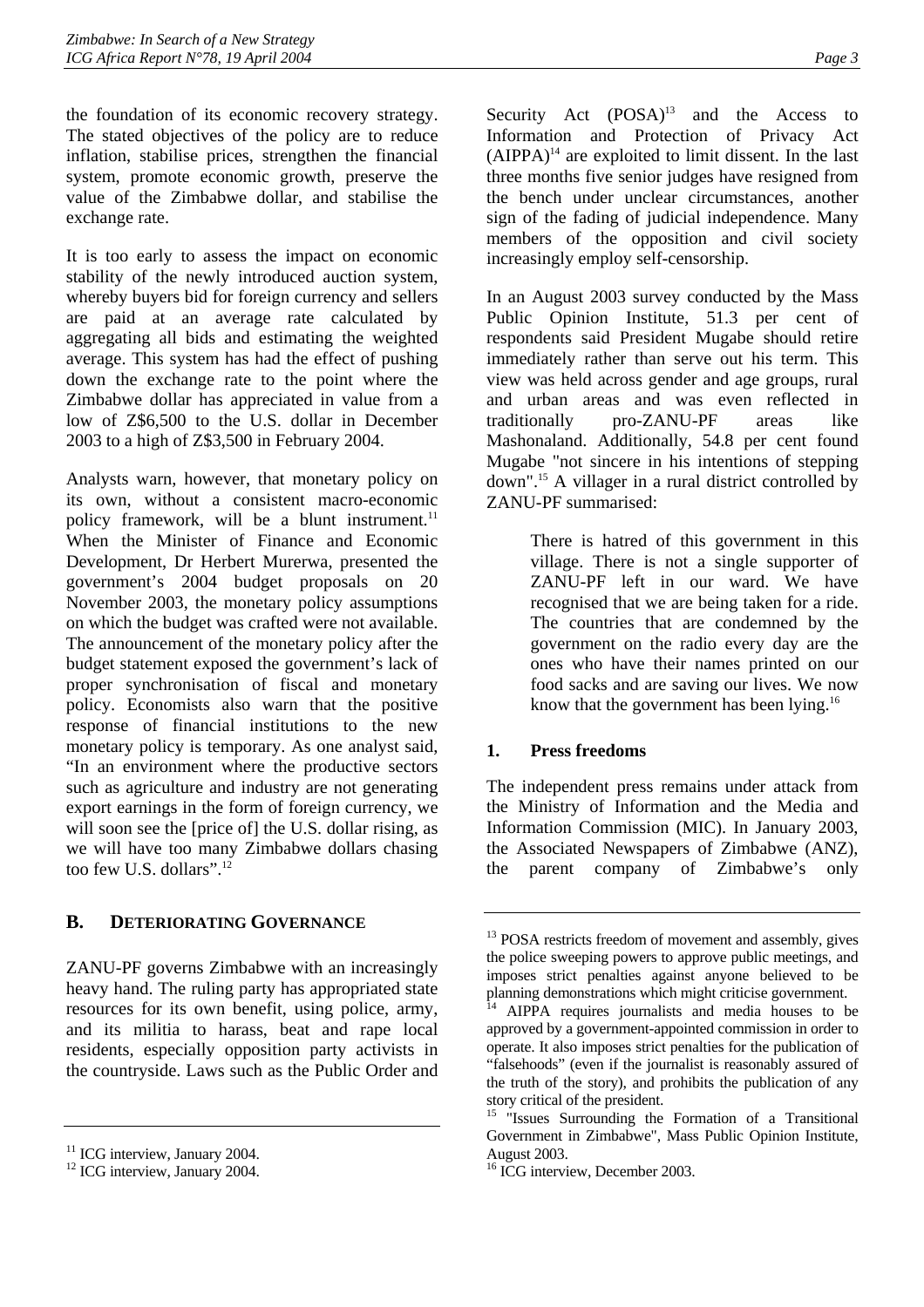the foundation of its economic recovery strategy. The stated objectives of the policy are to reduce inflation, stabilise prices, strengthen the financial system, promote economic growth, preserve the value of the Zimbabwe dollar, and stabilise the exchange rate.

It is too early to assess the impact on economic stability of the newly introduced auction system, whereby buyers bid for foreign currency and sellers are paid at an average rate calculated by aggregating all bids and estimating the weighted average. This system has had the effect of pushing down the exchange rate to the point where the Zimbabwe dollar has appreciated in value from a low of Z$6,500 to the U.S. dollar in December 2003 to a high of Z$3,500 in February 2004.

Analysts warn, however, that monetary policy on its own, without a consistent macro-economic policy framework, will be a blunt instrument.[11] When the Minister of Finance and Economic Development, Dr Herbert Murerwa, presented the government's 2004 budget proposals on 20 November 2003, the monetary policy assumptions on which the budget was crafted were not available. The announcement of the monetary policy after the budget statement exposed the government's lack of proper synchronisation of fiscal and monetary policy. Economists also warn that the positive response of financial institutions to the new monetary policy is temporary. As one analyst said, "In an environment where the productive sectors such as agriculture and industry are not generating export earnings in the form of foreign currency, we will soon see the [price of] the U.S. dollar rising, as we will have too many Zimbabwe dollars chasing too few U.S. dollars".[12]

## B. DETERIORATING GOVERNANCE

ZANU-PF governs Zimbabwe with an increasingly heavy hand. The ruling party has appropriated state resources for its own benefit, using police, army, and its militia to harass, beat and rape local residents, especially opposition party activists in the countryside. Laws such as the Public Order and Security Act (POSA)[13] and the Access to Information and Protection of Privacy Act (AIPPA)[14] are exploited to limit dissent. In the last three months five senior judges have resigned from the bench under unclear circumstances, another sign of the fading of judicial independence. Many members of the opposition and civil society increasingly employ self-censorship.

In an August 2003 survey conducted by the Mass Public Opinion Institute, 51.3 per cent of respondents said President Mugabe should retire immediately rather than serve out his term. This view was held across gender and age groups, rural and urban areas and was even reflected in traditionally pro-ZANU-PF areas like Mashonaland. Additionally, 54.8 per cent found Mugabe "not sincere in his intentions of stepping down".[15] A villager in a rural district controlled by ZANU-PF summarised:

> There is hatred of this government in this village. There is not a single supporter of ZANU-PF left in our ward. We have recognised that we are being taken for a ride. The countries that are condemned by the government on the radio every day are the ones who have their names printed on our food sacks and are saving our lives. We now know that the government has been lying.[16]

### 1. Press freedoms

The independent press remains under attack from the Ministry of Information and the Media and Information Commission (MIC). In January 2003, the Associated Newspapers of Zimbabwe (ANZ), the parent company of Zimbabwe's only

---

[11] ICG interview, January 2004.

[12] ICG interview, January 2004.

[13] POSA restricts freedom of movement and assembly, gives the police sweeping powers to approve public meetings, and imposes strict penalties against anyone believed to be planning demonstrations which might criticise government.

[14] AIPPA requires journalists and media houses to be approved by a government-appointed commission in order to operate. It also imposes strict penalties for the publication of "falsehoods" (even if the journalist is reasonably assured of the truth of the story), and prohibits the publication of any story critical of the president.

[15] "Issues Surrounding the Formation of a Transitional Government in Zimbabwe", Mass Public Opinion Institute, August 2003.

[16] ICG interview, December 2003.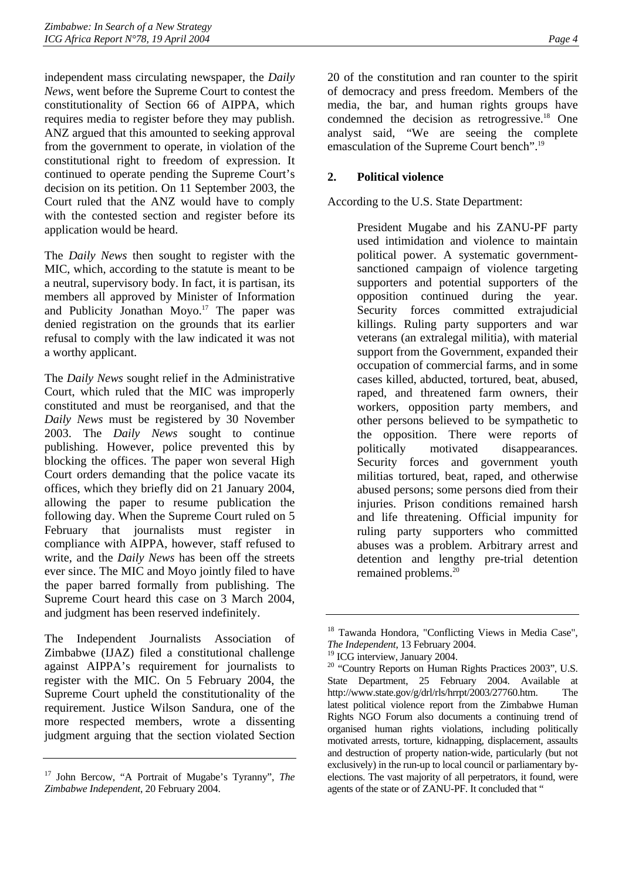independent mass circulating newspaper, the *Daily News*, went before the Supreme Court to contest the constitutionality of Section 66 of AIPPA, which requires media to register before they may publish. ANZ argued that this amounted to seeking approval from the government to operate, in violation of the constitutional right to freedom of expression. It continued to operate pending the Supreme Court's decision on its petition. On 11 September 2003, the Court ruled that the ANZ would have to comply with the contested section and register before its application would be heard.

The *Daily News* then sought to register with the MIC, which, according to the statute is meant to be a neutral, supervisory body. In fact, it is partisan, its members all approved by Minister of Information and Publicity Jonathan Moyo.[17] The paper was denied registration on the grounds that its earlier refusal to comply with the law indicated it was not a worthy applicant.

The *Daily News* sought relief in the Administrative Court, which ruled that the MIC was improperly constituted and must be reorganised, and that the *Daily News* must be registered by 30 November 2003. The *Daily News* sought to continue publishing. However, police prevented this by blocking the offices. The paper won several High Court orders demanding that the police vacate its offices, which they briefly did on 21 January 2004, allowing the paper to resume publication the following day. When the Supreme Court ruled on 5 February that journalists must register in compliance with AIPPA, however, staff refused to write, and the *Daily News* has been off the streets ever since. The MIC and Moyo jointly filed to have the paper barred formally from publishing. The Supreme Court heard this case on 3 March 2004, and judgment has been reserved indefinitely.

The Independent Journalists Association of Zimbabwe (IJAZ) filed a constitutional challenge against AIPPA's requirement for journalists to register with the MIC. On 5 February 2004, the Supreme Court upheld the constitutionality of the requirement. Justice Wilson Sandura, one of the more respected members, wrote a dissenting judgment arguing that the section violated Section 20 of the constitution and ran counter to the spirit of democracy and press freedom. Members of the media, the bar, and human rights groups have condemned the decision as retrogressive.[18] One analyst said, "We are seeing the complete emasculation of the Supreme Court bench".[19]

### 2. Political violence

According to the U.S. State Department:

> President Mugabe and his ZANU-PF party used intimidation and violence to maintain political power. A systematic government-sanctioned campaign of violence targeting supporters and potential supporters of the opposition continued during the year. Security forces committed extrajudicial killings. Ruling party supporters and war veterans (an extralegal militia), with material support from the Government, expanded their occupation of commercial farms, and in some cases killed, abducted, tortured, beat, abused, raped, and threatened farm owners, their workers, opposition party members, and other persons believed to be sympathetic to the opposition. There were reports of politically motivated disappearances. Security forces and government youth militias tortured, beat, raped, and otherwise abused persons; some persons died from their injuries. Prison conditions remained harsh and life threatening. Official impunity for ruling party supporters who committed abuses was a problem. Arbitrary arrest and detention and lengthy pre-trial detention remained problems.[20]

---

[17] John Bercow, "A Portrait of Mugabe's Tyranny", *The Zimbabwe Independent*, 20 February 2004.

[18] Tawanda Hondora, "Conflicting Views in Media Case", *The Independent*, 13 February 2004.

[19] ICG interview, January 2004.

[20] "Country Reports on Human Rights Practices 2003", U.S. State Department, 25 February 2004. Available at http://www.state.gov/g/drl/rls/hrrpt/2003/27760.htm. The latest political violence report from the Zimbabwe Human Rights NGO Forum also documents a continuing trend of organised human rights violations, including politically motivated arrests, torture, kidnapping, displacement, assaults and destruction of property nation-wide, particularly (but not exclusively) in the run-up to local council or parliamentary by-elections. The vast majority of all perpetrators, it found, were agents of the state or of ZANU-PF. It concluded that "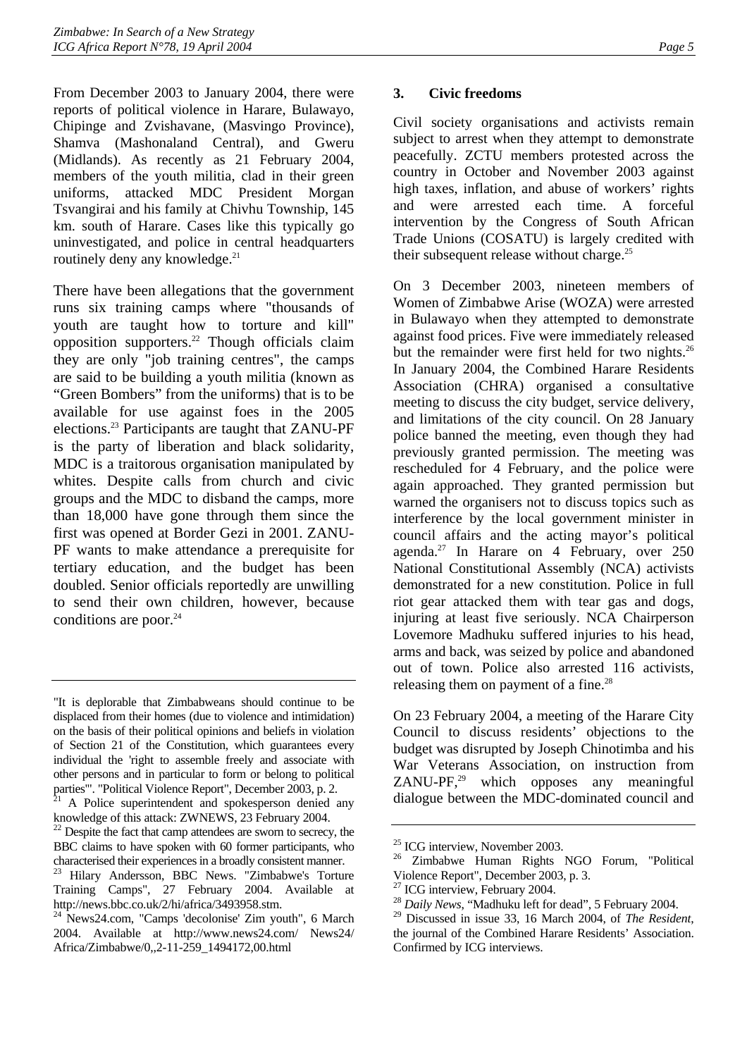From December 2003 to January 2004, there were reports of political violence in Harare, Bulawayo, Chipinge and Zvishavane, (Masvingo Province), Shamva (Mashonaland Central), and Gweru (Midlands). As recently as 21 February 2004, members of the youth militia, clad in their green uniforms, attacked MDC President Morgan Tsvangirai and his family at Chivhu Township, 145 km. south of Harare. Cases like this typically go uninvestigated, and police in central headquarters routinely deny any knowledge.[21]

There have been allegations that the government runs six training camps where "thousands of youth are taught how to torture and kill" opposition supporters.[22] Though officials claim they are only "job training centres", the camps are said to be building a youth militia (known as "Green Bombers" from the uniforms) that is to be available for use against foes in the 2005 elections.[23] Participants are taught that ZANU-PF is the party of liberation and black solidarity, MDC is a traitorous organisation manipulated by whites. Despite calls from church and civic groups and the MDC to disband the camps, more than 18,000 have gone through them since the first was opened at Border Gezi in 2001. ZANU-PF wants to make attendance a prerequisite for tertiary education, and the budget has been doubled. Senior officials reportedly are unwilling to send their own children, however, because conditions are poor.[24]

### 3. Civic freedoms

Civil society organisations and activists remain subject to arrest when they attempt to demonstrate peacefully. ZCTU members protested across the country in October and November 2003 against high taxes, inflation, and abuse of workers' rights and were arrested each time. A forceful intervention by the Congress of South African Trade Unions (COSATU) is largely credited with their subsequent release without charge.[25]

On 3 December 2003, nineteen members of Women of Zimbabwe Arise (WOZA) were arrested in Bulawayo when they attempted to demonstrate against food prices. Five were immediately released but the remainder were first held for two nights.[26] In January 2004, the Combined Harare Residents Association (CHRA) organised a consultative meeting to discuss the city budget, service delivery, and limitations of the city council. On 28 January police banned the meeting, even though they had previously granted permission. The meeting was rescheduled for 4 February, and the police were again approached. They granted permission but warned the organisers not to discuss topics such as interference by the local government minister in council affairs and the acting mayor's political agenda.[27] In Harare on 4 February, over 250 National Constitutional Assembly (NCA) activists demonstrated for a new constitution. Police in full riot gear attacked them with tear gas and dogs, injuring at least five seriously. NCA Chairperson Lovemore Madhuku suffered injuries to his head, arms and back, was seized by police and abandoned out of town. Police also arrested 116 activists, releasing them on payment of a fine.[28]

On 23 February 2004, a meeting of the Harare City Council to discuss residents' objections to the budget was disrupted by Joseph Chinotimba and his War Veterans Association, on instruction from ZANU-PF,[29] which opposes any meaningful dialogue between the MDC-dominated council and

---

"It is deplorable that Zimbabweans should continue to be displaced from their homes (due to violence and intimidation) on the basis of their political opinions and beliefs in violation of Section 21 of the Constitution, which guarantees every individual the 'right to assemble freely and associate with other persons and in particular to form or belong to political parties'". "Political Violence Report", December 2003, p. 2.

[21] A Police superintendent and spokesperson denied any knowledge of this attack: ZWNEWS, 23 February 2004.

[22] Despite the fact that camp attendees are sworn to secrecy, the BBC claims to have spoken with 60 former participants, who characterised their experiences in a broadly consistent manner.

[23] Hilary Andersson, BBC News. "Zimbabwe's Torture Training Camps", 27 February 2004. Available at http://news.bbc.co.uk/2/hi/africa/3493958.stm.

[24] News24.com, "Camps 'decolonise' Zim youth", 6 March 2004. Available at http://www.news24.com/ News24/ Africa/Zimbabwe/0,,2-11-259_1494172,00.html

[25] ICG interview, November 2003.

[26] Zimbabwe Human Rights NGO Forum, "Political Violence Report", December 2003, p. 3.

[27] ICG interview, February 2004.

[28] *Daily News*, "Madhuku left for dead", 5 February 2004.

[29] Discussed in issue 33, 16 March 2004, of *The Resident*, the journal of the Combined Harare Residents' Association. Confirmed by ICG interviews.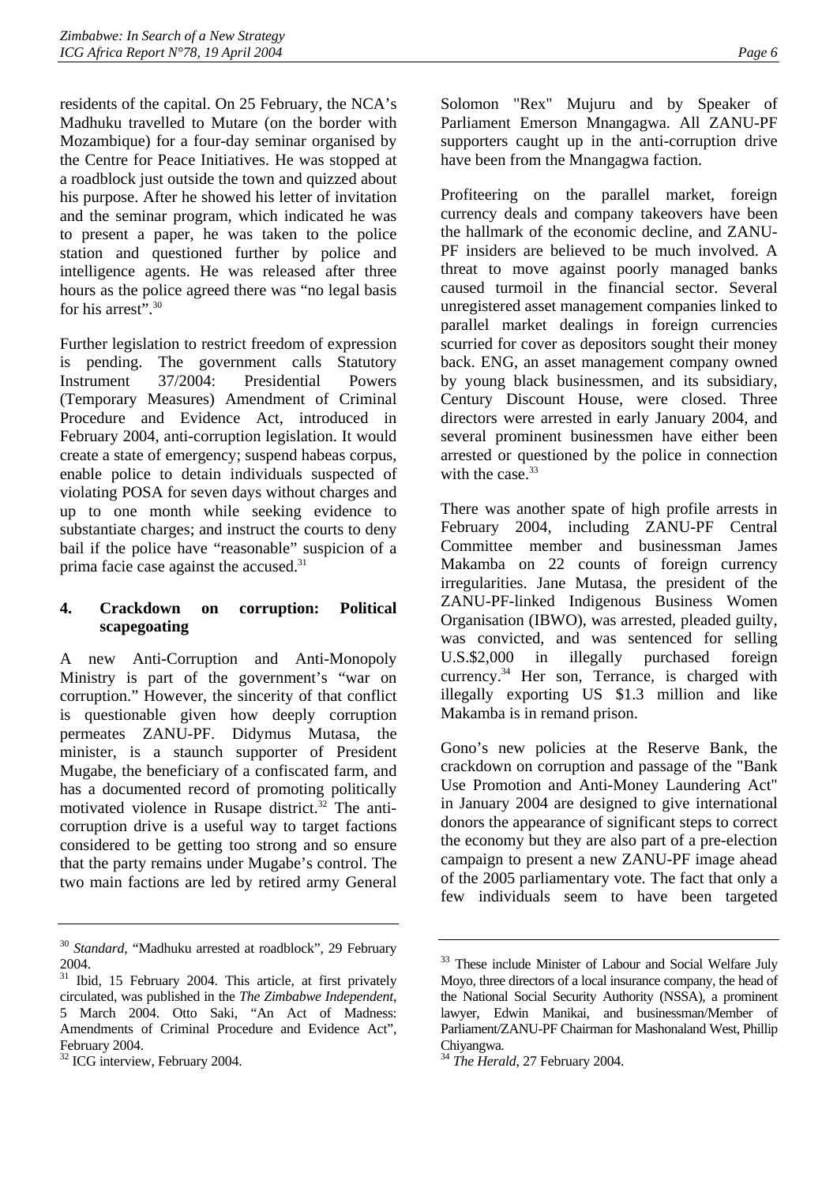residents of the capital. On 25 February, the NCA's Madhuku travelled to Mutare (on the border with Mozambique) for a four-day seminar organised by the Centre for Peace Initiatives. He was stopped at a roadblock just outside the town and quizzed about his purpose. After he showed his letter of invitation and the seminar program, which indicated he was to present a paper, he was taken to the police station and questioned further by police and intelligence agents. He was released after three hours as the police agreed there was "no legal basis for his arrest".[30]

Further legislation to restrict freedom of expression is pending. The government calls Statutory Instrument 37/2004: Presidential Powers (Temporary Measures) Amendment of Criminal Procedure and Evidence Act, introduced in February 2004, anti-corruption legislation. It would create a state of emergency; suspend habeas corpus, enable police to detain individuals suspected of violating POSA for seven days without charges and up to one month while seeking evidence to substantiate charges; and instruct the courts to deny bail if the police have "reasonable" suspicion of a prima facie case against the accused.[31]

### 4. Crackdown on corruption: Political scapegoating

A new Anti-Corruption and Anti-Monopoly Ministry is part of the government's "war on corruption." However, the sincerity of that conflict is questionable given how deeply corruption permeates ZANU-PF. Didymus Mutasa, the minister, is a staunch supporter of President Mugabe, the beneficiary of a confiscated farm, and has a documented record of promoting politically motivated violence in Rusape district.[32] The anti-corruption drive is a useful way to target factions considered to be getting too strong and so ensure that the party remains under Mugabe's control. The two main factions are led by retired army General Solomon "Rex" Mujuru and by Speaker of Parliament Emerson Mnangagwa. All ZANU-PF supporters caught up in the anti-corruption drive have been from the Mnangagwa faction.

Profiteering on the parallel market, foreign currency deals and company takeovers have been the hallmark of the economic decline, and ZANU-PF insiders are believed to be much involved. A threat to move against poorly managed banks caused turmoil in the financial sector. Several unregistered asset management companies linked to parallel market dealings in foreign currencies scurried for cover as depositors sought their money back. ENG, an asset management company owned by young black businessmen, and its subsidiary, Century Discount House, were closed. Three directors were arrested in early January 2004, and several prominent businessmen have either been arrested or questioned by the police in connection with the case.[33]

There was another spate of high profile arrests in February 2004, including ZANU-PF Central Committee member and businessman James Makamba on 22 counts of foreign currency irregularities. Jane Mutasa, the president of the ZANU-PF-linked Indigenous Business Women Organisation (IBWO), was arrested, pleaded guilty, was convicted, and was sentenced for selling U.S.$2,000 in illegally purchased foreign currency.[34] Her son, Terrance, is charged with illegally exporting US $1.3 million and like Makamba is in remand prison.

Gono's new policies at the Reserve Bank, the crackdown on corruption and passage of the "Bank Use Promotion and Anti-Money Laundering Act" in January 2004 are designed to give international donors the appearance of significant steps to correct the economy but they are also part of a pre-election campaign to present a new ZANU-PF image ahead of the 2005 parliamentary vote. The fact that only a few individuals seem to have been targeted

---

[30] *Standard*, "Madhuku arrested at roadblock", 29 February 2004.

[31] Ibid, 15 February 2004. This article, at first privately circulated, was published in the *The Zimbabwe Independent*, 5 March 2004. Otto Saki, "An Act of Madness: Amendments of Criminal Procedure and Evidence Act", February 2004.

[32] ICG interview, February 2004.

[33] These include Minister of Labour and Social Welfare July Moyo, three directors of a local insurance company, the head of the National Social Security Authority (NSSA), a prominent lawyer, Edwin Manikai, and businessman/Member of Parliament/ZANU-PF Chairman for Mashonaland West, Phillip Chiyangwa.

[34] *The Herald*, 27 February 2004.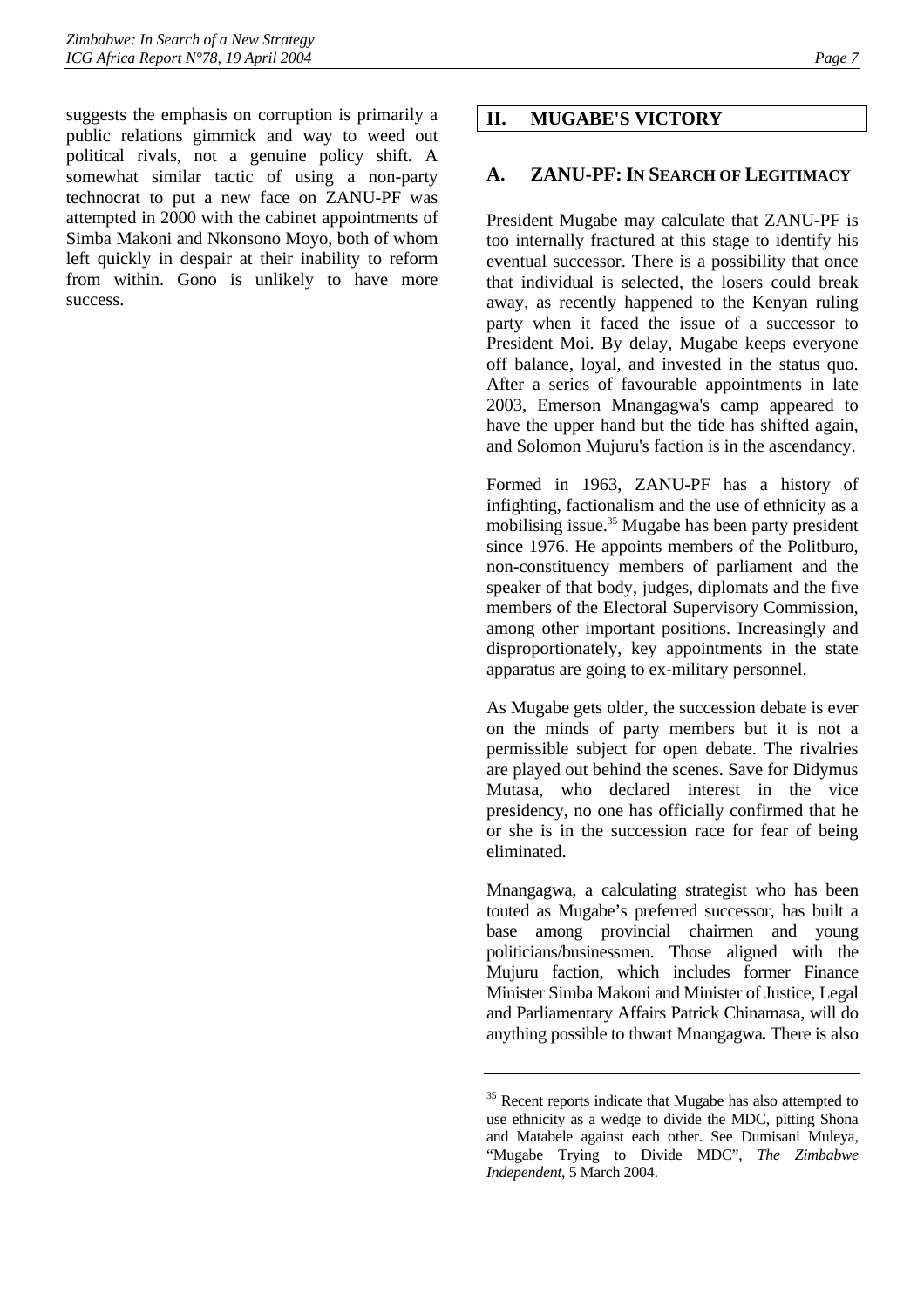suggests the emphasis on corruption is primarily a public relations gimmick and way to weed out political rivals, not a genuine policy shift**.** A somewhat similar tactic of using a non-party technocrat to put a new face on ZANU-PF was attempted in 2000 with the cabinet appointments of Simba Makoni and Nkonsono Moyo, both of whom left quickly in despair at their inability to reform from within. Gono is unlikely to have more success.

## II. MUGABE'S VICTORY

### A. ZANU-PF: IN SEARCH OF LEGITIMACY

President Mugabe may calculate that ZANU-PF is too internally fractured at this stage to identify his eventual successor. There is a possibility that once that individual is selected, the losers could break away, as recently happened to the Kenyan ruling party when it faced the issue of a successor to President Moi. By delay, Mugabe keeps everyone off balance, loyal, and invested in the status quo. After a series of favourable appointments in late 2003, Emerson Mnangagwa's camp appeared to have the upper hand but the tide has shifted again, and Solomon Mujuru's faction is in the ascendancy.

Formed in 1963, ZANU-PF has a history of infighting, factionalism and the use of ethnicity as a mobilising issue.[35] Mugabe has been party president since 1976. He appoints members of the Politburo, non-constituency members of parliament and the speaker of that body, judges, diplomats and the five members of the Electoral Supervisory Commission, among other important positions. Increasingly and disproportionately, key appointments in the state apparatus are going to ex-military personnel.

As Mugabe gets older, the succession debate is ever on the minds of party members but it is not a permissible subject for open debate. The rivalries are played out behind the scenes. Save for Didymus Mutasa, who declared interest in the vice presidency, no one has officially confirmed that he or she is in the succession race for fear of being eliminated.

Mnangagwa, a calculating strategist who has been touted as Mugabe's preferred successor, has built a base among provincial chairmen and young politicians/businessmen. Those aligned with the Mujuru faction, which includes former Finance Minister Simba Makoni and Minister of Justice, Legal and Parliamentary Affairs Patrick Chinamasa, will do anything possible to thwart Mnangagwa**.** There is also

---

[35] Recent reports indicate that Mugabe has also attempted to use ethnicity as a wedge to divide the MDC, pitting Shona and Matabele against each other. See Dumisani Muleya, "Mugabe Trying to Divide MDC", *The Zimbabwe Independent*, 5 March 2004.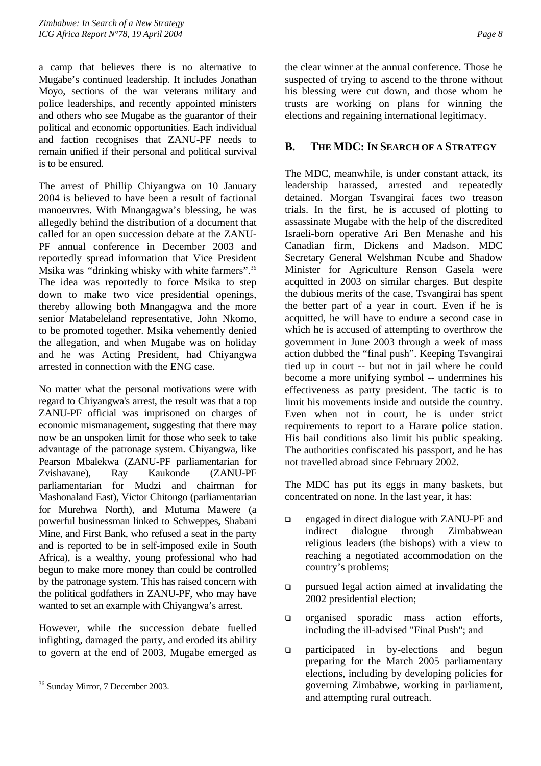a camp that believes there is no alternative to Mugabe's continued leadership. It includes Jonathan Moyo, sections of the war veterans military and police leaderships, and recently appointed ministers and others who see Mugabe as the guarantor of their political and economic opportunities. Each individual and faction recognises that ZANU-PF needs to remain unified if their personal and political survival is to be ensured.

The arrest of Phillip Chiyangwa on 10 January 2004 is believed to have been a result of factional manoeuvres. With Mnangagwa's blessing, he was allegedly behind the distribution of a document that called for an open succession debate at the ZANU-PF annual conference in December 2003 and reportedly spread information that Vice President Msika was "drinking whisky with white farmers".[36] The idea was reportedly to force Msika to step down to make two vice presidential openings, thereby allowing both Mnangagwa and the more senior Matabeleland representative, John Nkomo, to be promoted together. Msika vehemently denied the allegation, and when Mugabe was on holiday and he was Acting President, had Chiyangwa arrested in connection with the ENG case.

No matter what the personal motivations were with regard to Chiyangwa's arrest, the result was that a top ZANU-PF official was imprisoned on charges of economic mismanagement, suggesting that there may now be an unspoken limit for those who seek to take advantage of the patronage system. Chiyangwa, like Pearson Mbalekwa (ZANU-PF parliamentarian for Zvishavane), Ray Kaukonde (ZANU-PF parliamentarian for Mudzi and chairman for Mashonaland East), Victor Chitongo (parliamentarian for Murehwa North), and Mutuma Mawere (a powerful businessman linked to Schweppes, Shabani Mine, and First Bank, who refused a seat in the party and is reported to be in self-imposed exile in South Africa), is a wealthy, young professional who had begun to make more money than could be controlled by the patronage system. This has raised concern with the political godfathers in ZANU-PF, who may have wanted to set an example with Chiyangwa's arrest.

However, while the succession debate fuelled infighting, damaged the party, and eroded its ability to govern at the end of 2003, Mugabe emerged as the clear winner at the annual conference. Those he suspected of trying to ascend to the throne without his blessing were cut down, and those whom he trusts are working on plans for winning the elections and regaining international legitimacy.

## B. The MDC: In Search of a Strategy

The MDC, meanwhile, is under constant attack, its leadership harassed, arrested and repeatedly detained. Morgan Tsvangirai faces two treason trials. In the first, he is accused of plotting to assassinate Mugabe with the help of the discredited Israeli-born operative Ari Ben Menashe and his Canadian firm, Dickens and Madson. MDC Secretary General Welshman Ncube and Shadow Minister for Agriculture Renson Gasela were acquitted in 2003 on similar charges. But despite the dubious merits of the case, Tsvangirai has spent the better part of a year in court. Even if he is acquitted, he will have to endure a second case in which he is accused of attempting to overthrow the government in June 2003 through a week of mass action dubbed the "final push". Keeping Tsvangirai tied up in court -- but not in jail where he could become a more unifying symbol -- undermines his effectiveness as party president. The tactic is to limit his movements inside and outside the country. Even when not in court, he is under strict requirements to report to a Harare police station. His bail conditions also limit his public speaking. The authorities confiscated his passport, and he has not travelled abroad since February 2002.

The MDC has put its eggs in many baskets, but concentrated on none. In the last year, it has:

- engaged in direct dialogue with ZANU-PF and indirect dialogue through Zimbabwean religious leaders (the bishops) with a view to reaching a negotiated accommodation on the country's problems;
- pursued legal action aimed at invalidating the 2002 presidential election;
- organised sporadic mass action efforts, including the ill-advised "Final Push"; and
- participated in by-elections and begun preparing for the March 2005 parliamentary elections, including by developing policies for governing Zimbabwe, working in parliament, and attempting rural outreach.

[36] Sunday Mirror, 7 December 2003.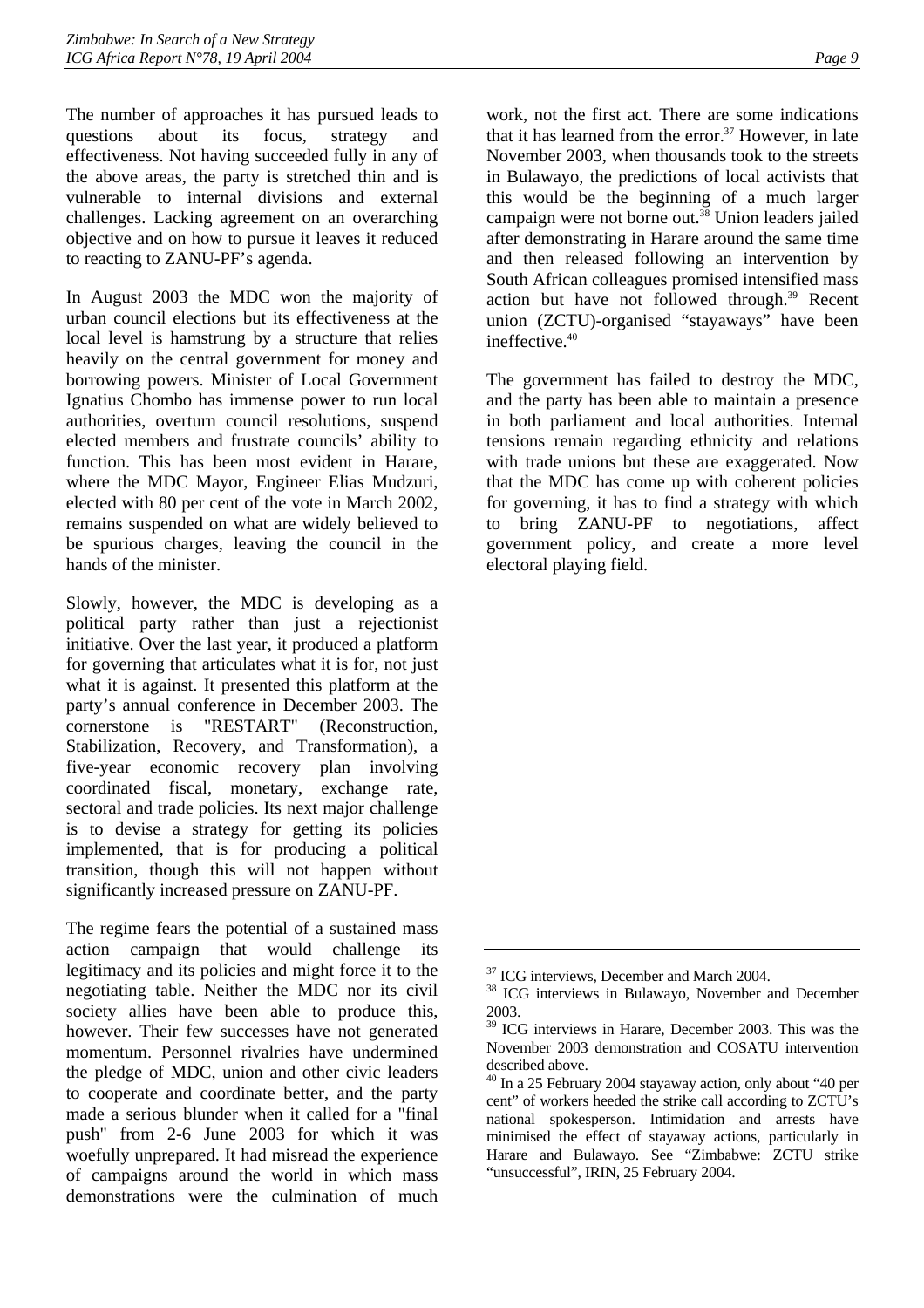The number of approaches it has pursued leads to questions about its focus, strategy and effectiveness. Not having succeeded fully in any of the above areas, the party is stretched thin and is vulnerable to internal divisions and external challenges. Lacking agreement on an overarching objective and on how to pursue it leaves it reduced to reacting to ZANU-PF's agenda.

In August 2003 the MDC won the majority of urban council elections but its effectiveness at the local level is hamstrung by a structure that relies heavily on the central government for money and borrowing powers. Minister of Local Government Ignatius Chombo has immense power to run local authorities, overturn council resolutions, suspend elected members and frustrate councils' ability to function. This has been most evident in Harare, where the MDC Mayor, Engineer Elias Mudzuri, elected with 80 per cent of the vote in March 2002, remains suspended on what are widely believed to be spurious charges, leaving the council in the hands of the minister.

Slowly, however, the MDC is developing as a political party rather than just a rejectionist initiative. Over the last year, it produced a platform for governing that articulates what it is for, not just what it is against. It presented this platform at the party's annual conference in December 2003. The cornerstone is "RESTART" (Reconstruction, Stabilization, Recovery, and Transformation), a five-year economic recovery plan involving coordinated fiscal, monetary, exchange rate, sectoral and trade policies. Its next major challenge is to devise a strategy for getting its policies implemented, that is for producing a political transition, though this will not happen without significantly increased pressure on ZANU-PF.

The regime fears the potential of a sustained mass action campaign that would challenge its legitimacy and its policies and might force it to the negotiating table. Neither the MDC nor its civil society allies have been able to produce this, however. Their few successes have not generated momentum. Personnel rivalries have undermined the pledge of MDC, union and other civic leaders to cooperate and coordinate better, and the party made a serious blunder when it called for a "final push" from 2-6 June 2003 for which it was woefully unprepared. It had misread the experience of campaigns around the world in which mass demonstrations were the culmination of much work, not the first act. There are some indications that it has learned from the error.[37] However, in late November 2003, when thousands took to the streets in Bulawayo, the predictions of local activists that this would be the beginning of a much larger campaign were not borne out.[38] Union leaders jailed after demonstrating in Harare around the same time and then released following an intervention by South African colleagues promised intensified mass action but have not followed through.[39] Recent union (ZCTU)-organised "stayaways" have been ineffective.[40]

The government has failed to destroy the MDC, and the party has been able to maintain a presence in both parliament and local authorities. Internal tensions remain regarding ethnicity and relations with trade unions but these are exaggerated. Now that the MDC has come up with coherent policies for governing, it has to find a strategy with which to bring ZANU-PF to negotiations, affect government policy, and create a more level electoral playing field.

---

[37] ICG interviews, December and March 2004.

[38] ICG interviews in Bulawayo, November and December 2003.

[39] ICG interviews in Harare, December 2003. This was the November 2003 demonstration and COSATU intervention described above.

[40] In a 25 February 2004 stayaway action, only about "40 per cent" of workers heeded the strike call according to ZCTU's national spokesperson. Intimidation and arrests have minimised the effect of stayaway actions, particularly in Harare and Bulawayo. See "Zimbabwe: ZCTU strike "unsuccessful", IRIN, 25 February 2004.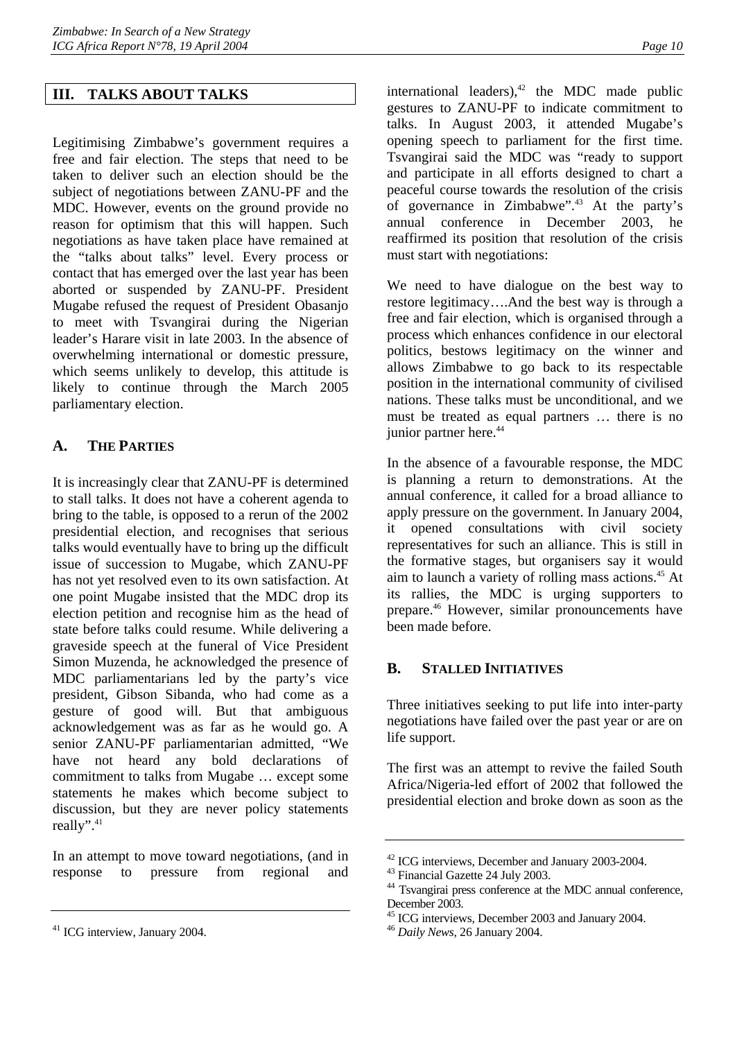## III. TALKS ABOUT TALKS

Legitimising Zimbabwe's government requires a free and fair election. The steps that need to be taken to deliver such an election should be the subject of negotiations between ZANU-PF and the MDC. However, events on the ground provide no reason for optimism that this will happen. Such negotiations as have taken place have remained at the "talks about talks" level. Every process or contact that has emerged over the last year has been aborted or suspended by ZANU-PF. President Mugabe refused the request of President Obasanjo to meet with Tsvangirai during the Nigerian leader's Harare visit in late 2003. In the absence of overwhelming international or domestic pressure, which seems unlikely to develop, this attitude is likely to continue through the March 2005 parliamentary election.

### A. THE PARTIES

It is increasingly clear that ZANU-PF is determined to stall talks. It does not have a coherent agenda to bring to the table, is opposed to a rerun of the 2002 presidential election, and recognises that serious talks would eventually have to bring up the difficult issue of succession to Mugabe, which ZANU-PF has not yet resolved even to its own satisfaction. At one point Mugabe insisted that the MDC drop its election petition and recognise him as the head of state before talks could resume. While delivering a graveside speech at the funeral of Vice President Simon Muzenda, he acknowledged the presence of MDC parliamentarians led by the party's vice president, Gibson Sibanda, who had come as a gesture of good will. But that ambiguous acknowledgement was as far as he would go. A senior ZANU-PF parliamentarian admitted, "We have not heard any bold declarations of commitment to talks from Mugabe … except some statements he makes which become subject to discussion, but they are never policy statements really".[41]

In an attempt to move toward negotiations, (and in response to pressure from regional and international leaders),[42] the MDC made public gestures to ZANU-PF to indicate commitment to talks. In August 2003, it attended Mugabe's opening speech to parliament for the first time. Tsvangirai said the MDC was "ready to support and participate in all efforts designed to chart a peaceful course towards the resolution of the crisis of governance in Zimbabwe".[43] At the party's annual conference in December 2003, he reaffirmed its position that resolution of the crisis must start with negotiations:

We need to have dialogue on the best way to restore legitimacy….And the best way is through a free and fair election, which is organised through a process which enhances confidence in our electoral politics, bestows legitimacy on the winner and allows Zimbabwe to go back to its respectable position in the international community of civilised nations. These talks must be unconditional, and we must be treated as equal partners … there is no junior partner here.[44]

In the absence of a favourable response, the MDC is planning a return to demonstrations. At the annual conference, it called for a broad alliance to apply pressure on the government. In January 2004, it opened consultations with civil society representatives for such an alliance. This is still in the formative stages, but organisers say it would aim to launch a variety of rolling mass actions.[45] At its rallies, the MDC is urging supporters to prepare.[46] However, similar pronouncements have been made before.

### B. STALLED INITIATIVES

Three initiatives seeking to put life into inter-party negotiations have failed over the past year or are on life support.

The first was an attempt to revive the failed South Africa/Nigeria-led effort of 2002 that followed the presidential election and broke down as soon as the

---

[41] ICG interview, January 2004.

[42] ICG interviews, December and January 2003-2004.

[43] Financial Gazette 24 July 2003.

[44] Tsvangirai press conference at the MDC annual conference, December 2003.

[45] ICG interviews, December 2003 and January 2004.

[46] *Daily News*, 26 January 2004.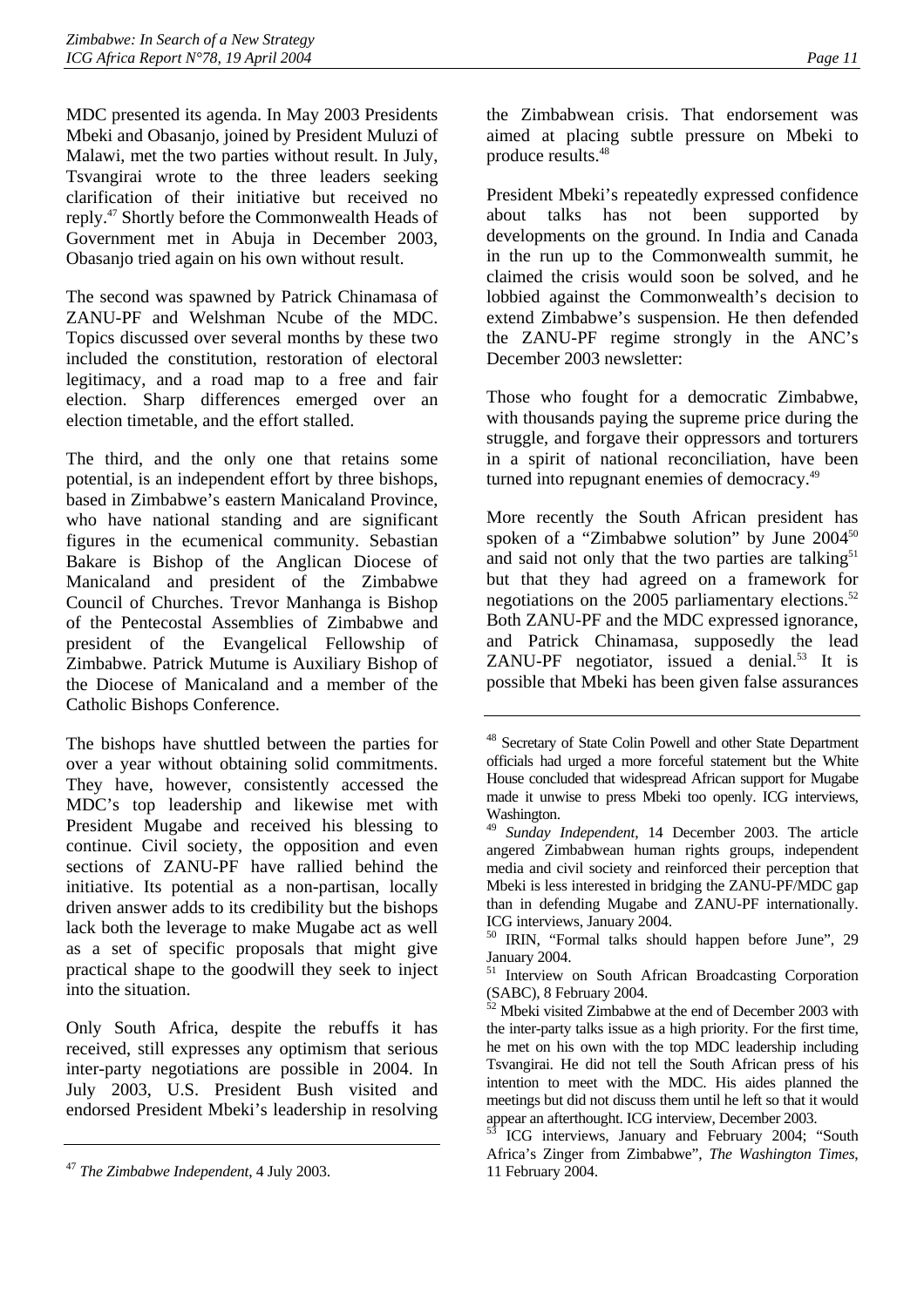MDC presented its agenda. In May 2003 Presidents Mbeki and Obasanjo, joined by President Muluzi of Malawi, met the two parties without result. In July, Tsvangirai wrote to the three leaders seeking clarification of their initiative but received no reply.[47] Shortly before the Commonwealth Heads of Government met in Abuja in December 2003, Obasanjo tried again on his own without result.

The second was spawned by Patrick Chinamasa of ZANU-PF and Welshman Ncube of the MDC. Topics discussed over several months by these two included the constitution, restoration of electoral legitimacy, and a road map to a free and fair election. Sharp differences emerged over an election timetable, and the effort stalled.

The third, and the only one that retains some potential, is an independent effort by three bishops, based in Zimbabwe's eastern Manicaland Province, who have national standing and are significant figures in the ecumenical community. Sebastian Bakare is Bishop of the Anglican Diocese of Manicaland and president of the Zimbabwe Council of Churches. Trevor Manhanga is Bishop of the Pentecostal Assemblies of Zimbabwe and president of the Evangelical Fellowship of Zimbabwe. Patrick Mutume is Auxiliary Bishop of the Diocese of Manicaland and a member of the Catholic Bishops Conference.

The bishops have shuttled between the parties for over a year without obtaining solid commitments. They have, however, consistently accessed the MDC's top leadership and likewise met with President Mugabe and received his blessing to continue. Civil society, the opposition and even sections of ZANU-PF have rallied behind the initiative. Its potential as a non-partisan, locally driven answer adds to its credibility but the bishops lack both the leverage to make Mugabe act as well as a set of specific proposals that might give practical shape to the goodwill they seek to inject into the situation.

Only South Africa, despite the rebuffs it has received, still expresses any optimism that serious inter-party negotiations are possible in 2004. In July 2003, U.S. President Bush visited and endorsed President Mbeki's leadership in resolving the Zimbabwean crisis. That endorsement was aimed at placing subtle pressure on Mbeki to produce results.[48]

President Mbeki's repeatedly expressed confidence about talks has not been supported by developments on the ground. In India and Canada in the run up to the Commonwealth summit, he claimed the crisis would soon be solved, and he lobbied against the Commonwealth's decision to extend Zimbabwe's suspension. He then defended the ZANU-PF regime strongly in the ANC's December 2003 newsletter:

> Those who fought for a democratic Zimbabwe, with thousands paying the supreme price during the struggle, and forgave their oppressors and torturers in a spirit of national reconciliation, have been turned into repugnant enemies of democracy.[49]

More recently the South African president has spoken of a "Zimbabwe solution" by June 2004[50] and said not only that the two parties are talking[51] but that they had agreed on a framework for negotiations on the 2005 parliamentary elections.[52] Both ZANU-PF and the MDC expressed ignorance, and Patrick Chinamasa, supposedly the lead ZANU-PF negotiator, issued a denial.[53] It is possible that Mbeki has been given false assurances

---

[47] *The Zimbabwe Independent*, 4 July 2003.

[48] Secretary of State Colin Powell and other State Department officials had urged a more forceful statement but the White House concluded that widespread African support for Mugabe made it unwise to press Mbeki too openly. ICG interviews, Washington.

[49] *Sunday Independent*, 14 December 2003. The article angered Zimbabwean human rights groups, independent media and civil society and reinforced their perception that Mbeki is less interested in bridging the ZANU-PF/MDC gap than in defending Mugabe and ZANU-PF internationally. ICG interviews, January 2004.

[50] IRIN, "Formal talks should happen before June", 29 January 2004.

[51] Interview on South African Broadcasting Corporation (SABC), 8 February 2004.

[52] Mbeki visited Zimbabwe at the end of December 2003 with the inter-party talks issue as a high priority. For the first time, he met on his own with the top MDC leadership including Tsvangirai. He did not tell the South African press of his intention to meet with the MDC. His aides planned the meetings but did not discuss them until he left so that it would appear an afterthought. ICG interview, December 2003.

[53] ICG interviews, January and February 2004; "South Africa's Zinger from Zimbabwe", *The Washington Times*, 11 February 2004.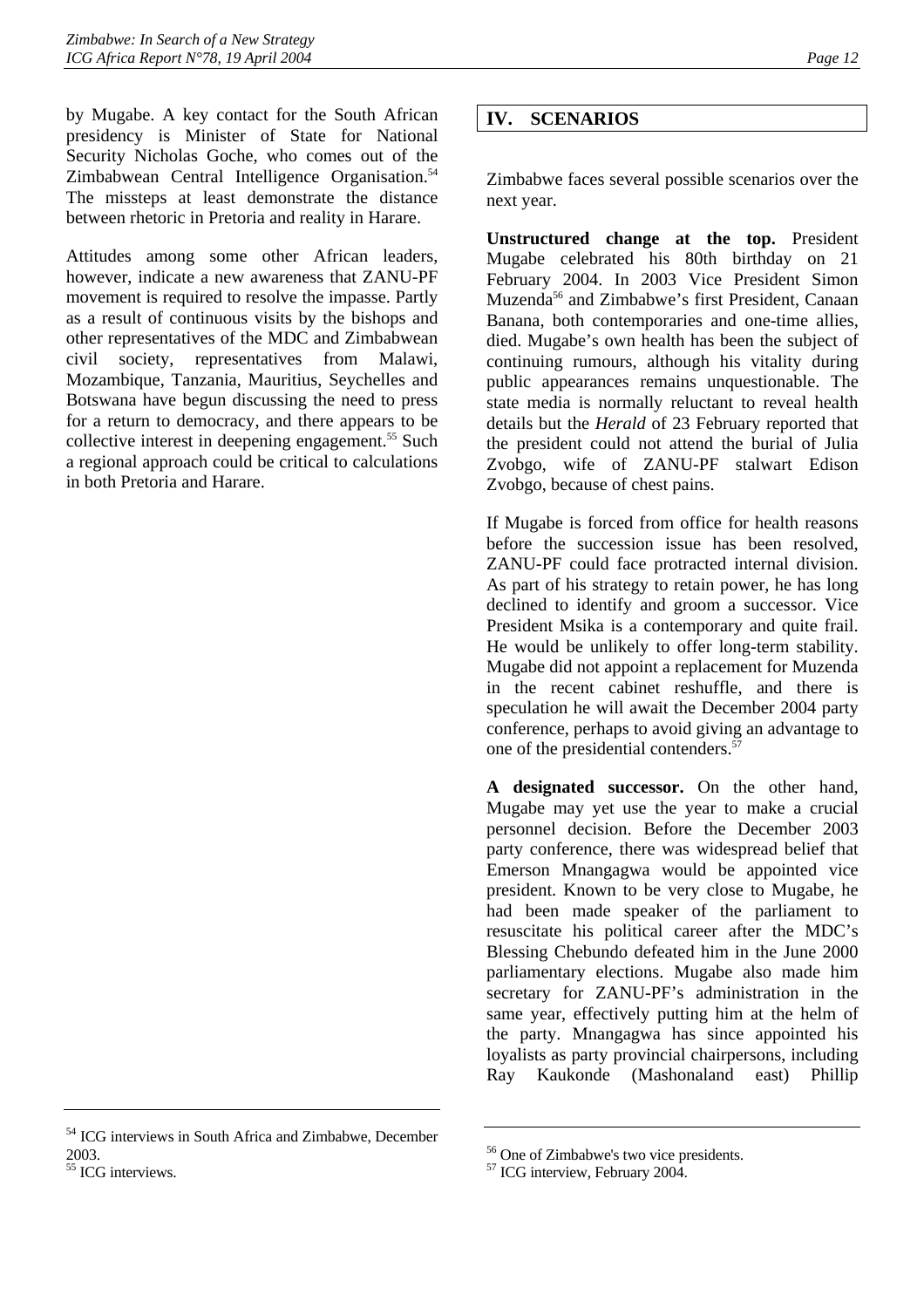by Mugabe. A key contact for the South African presidency is Minister of State for National Security Nicholas Goche, who comes out of the Zimbabwean Central Intelligence Organisation.[54] The missteps at least demonstrate the distance between rhetoric in Pretoria and reality in Harare.

Attitudes among some other African leaders, however, indicate a new awareness that ZANU-PF movement is required to resolve the impasse. Partly as a result of continuous visits by the bishops and other representatives of the MDC and Zimbabwean civil society, representatives from Malawi, Mozambique, Tanzania, Mauritius, Seychelles and Botswana have begun discussing the need to press for a return to democracy, and there appears to be collective interest in deepening engagement.[55] Such a regional approach could be critical to calculations in both Pretoria and Harare.

## IV. SCENARIOS

Zimbabwe faces several possible scenarios over the next year.

**Unstructured change at the top.** President Mugabe celebrated his 80th birthday on 21 February 2004. In 2003 Vice President Simon Muzenda[56] and Zimbabwe's first President, Canaan Banana, both contemporaries and one-time allies, died. Mugabe's own health has been the subject of continuing rumours, although his vitality during public appearances remains unquestionable. The state media is normally reluctant to reveal health details but the *Herald* of 23 February reported that the president could not attend the burial of Julia Zvobgo, wife of ZANU-PF stalwart Edison Zvobgo, because of chest pains.

If Mugabe is forced from office for health reasons before the succession issue has been resolved, ZANU-PF could face protracted internal division. As part of his strategy to retain power, he has long declined to identify and groom a successor. Vice President Msika is a contemporary and quite frail. He would be unlikely to offer long-term stability. Mugabe did not appoint a replacement for Muzenda in the recent cabinet reshuffle, and there is speculation he will await the December 2004 party conference, perhaps to avoid giving an advantage to one of the presidential contenders.[57]

**A designated successor.** On the other hand, Mugabe may yet use the year to make a crucial personnel decision. Before the December 2003 party conference, there was widespread belief that Emerson Mnangagwa would be appointed vice president. Known to be very close to Mugabe, he had been made speaker of the parliament to resuscitate his political career after the MDC's Blessing Chebundo defeated him in the June 2000 parliamentary elections. Mugabe also made him secretary for ZANU-PF's administration in the same year, effectively putting him at the helm of the party. Mnangagwa has since appointed his loyalists as party provincial chairpersons, including Ray Kaukonde (Mashonaland east) Phillip

---

[54] ICG interviews in South Africa and Zimbabwe, December 2003.

[55] ICG interviews.

[56] One of Zimbabwe's two vice presidents.

[57] ICG interview, February 2004.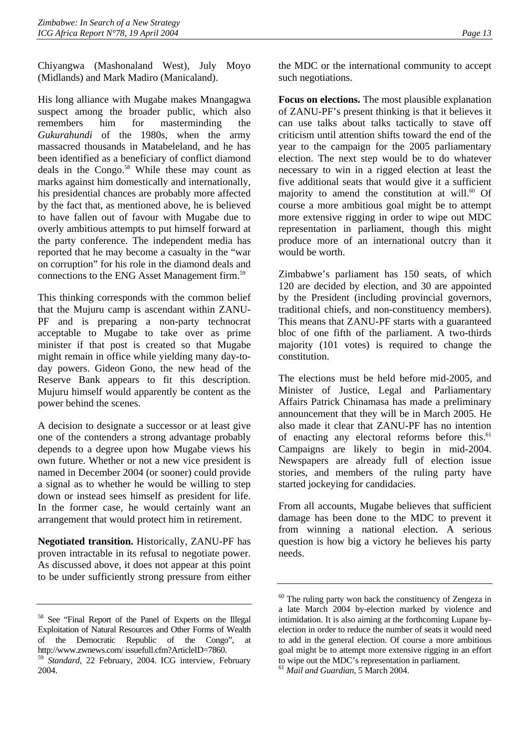Chiyangwa (Mashonaland West), July Moyo (Midlands) and Mark Madiro (Manicaland).

His long alliance with Mugabe makes Mnangagwa suspect among the broader public, which also remembers him for masterminding the *Gukurahundi* of the 1980s, when the army massacred thousands in Matabeleland, and he has been identified as a beneficiary of conflict diamond deals in the Congo.[58] While these may count as marks against him domestically and internationally, his presidential chances are probably more affected by the fact that, as mentioned above, he is believed to have fallen out of favour with Mugabe due to overly ambitious attempts to put himself forward at the party conference. The independent media has reported that he may become a casualty in the "war on corruption" for his role in the diamond deals and connections to the ENG Asset Management firm.[59]

This thinking corresponds with the common belief that the Mujuru camp is ascendant within ZANU-PF and is preparing a non-party technocrat acceptable to Mugabe to take over as prime minister if that post is created so that Mugabe might remain in office while yielding many day-to-day powers. Gideon Gono, the new head of the Reserve Bank appears to fit this description. Mujuru himself would apparently be content as the power behind the scenes.

A decision to designate a successor or at least give one of the contenders a strong advantage probably depends to a degree upon how Mugabe views his own future. Whether or not a new vice president is named in December 2004 (or sooner) could provide a signal as to whether he would be willing to step down or instead sees himself as president for life. In the former case, he would certainly want an arrangement that would protect him in retirement.

**Negotiated transition.** Historically, ZANU-PF has proven intractable in its refusal to negotiate power. As discussed above, it does not appear at this point to be under sufficiently strong pressure from either the MDC or the international community to accept such negotiations.

**Focus on elections.** The most plausible explanation of ZANU-PF's present thinking is that it believes it can use talks about talks tactically to stave off criticism until attention shifts toward the end of the year to the campaign for the 2005 parliamentary election. The next step would be to do whatever necessary to win in a rigged election at least the five additional seats that would give it a sufficient majority to amend the constitution at will.[60] Of course a more ambitious goal might be to attempt more extensive rigging in order to wipe out MDC representation in parliament, though this might produce more of an international outcry than it would be worth.

Zimbabwe's parliament has 150 seats, of which 120 are decided by election, and 30 are appointed by the President (including provincial governors, traditional chiefs, and non-constituency members). This means that ZANU-PF starts with a guaranteed bloc of one fifth of the parliament. A two-thirds majority (101 votes) is required to change the constitution.

The elections must be held before mid-2005, and Minister of Justice, Legal and Parliamentary Affairs Patrick Chinamasa has made a preliminary announcement that they will be in March 2005. He also made it clear that ZANU-PF has no intention of enacting any electoral reforms before this.[61] Campaigns are likely to begin in mid-2004. Newspapers are already full of election issue stories, and members of the ruling party have started jockeying for candidacies.

From all accounts, Mugabe believes that sufficient damage has been done to the MDC to prevent it from winning a national election. A serious question is how big a victory he believes his party needs.

---

[58] See "Final Report of the Panel of Experts on the Illegal Exploitation of Natural Resources and Other Forms of Wealth of the Democratic Republic of the Congo", at http://www.zwnews.com/ issuefull.cfm?ArticleID=7860.

[59] *Standard*, 22 February, 2004. ICG interview, February 2004.

[60] The ruling party won back the constituency of Zengeza in a late March 2004 by-election marked by violence and intimidation. It is also aiming at the forthcoming Lupane by-election in order to reduce the number of seats it would need to add in the general election. Of course a more ambitious goal might be to attempt more extensive rigging in an effort to wipe out the MDC's representation in parliament.

[61] *Mail and Guardian*, 5 March 2004.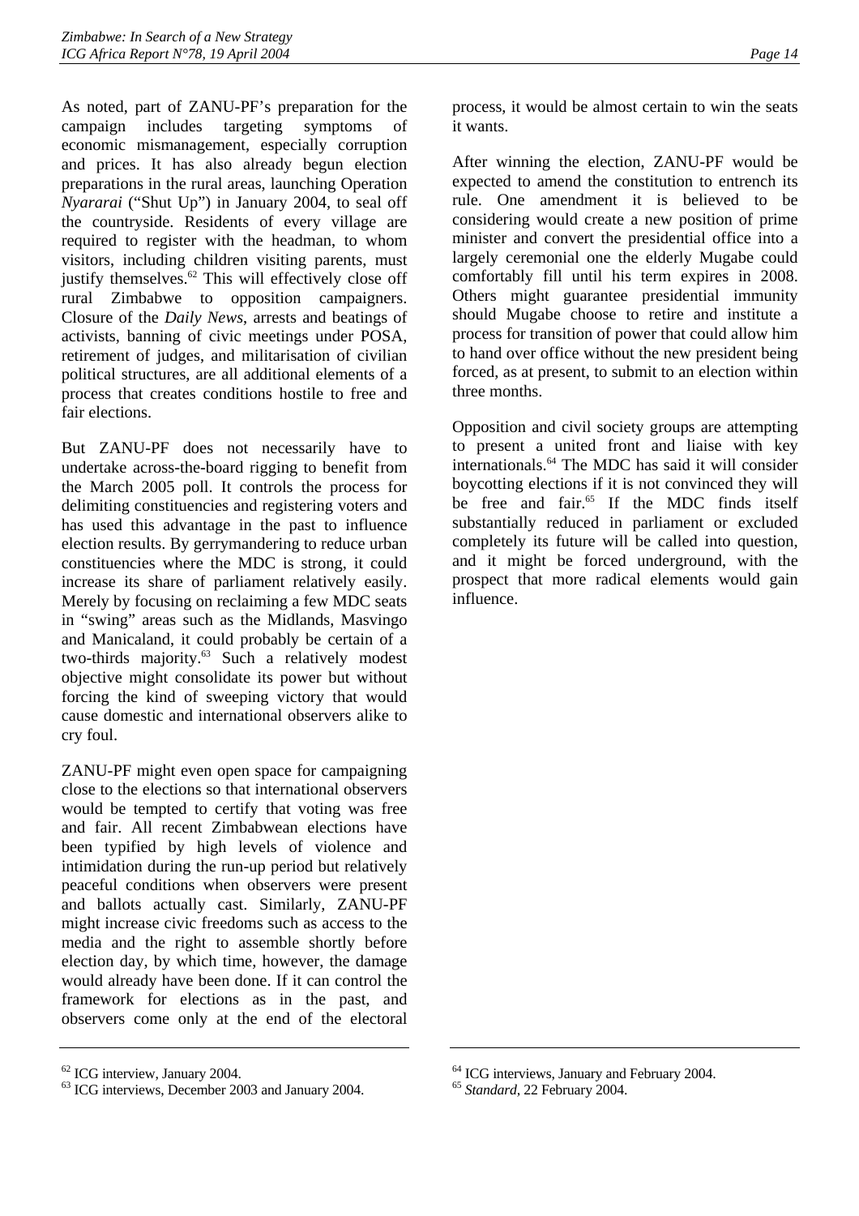As noted, part of ZANU-PF's preparation for the campaign includes targeting symptoms of economic mismanagement, especially corruption and prices. It has also already begun election preparations in the rural areas, launching Operation *Nyararai* ("Shut Up") in January 2004, to seal off the countryside. Residents of every village are required to register with the headman, to whom visitors, including children visiting parents, must justify themselves.[62] This will effectively close off rural Zimbabwe to opposition campaigners. Closure of the *Daily News*, arrests and beatings of activists, banning of civic meetings under POSA, retirement of judges, and militarisation of civilian political structures, are all additional elements of a process that creates conditions hostile to free and fair elections.

But ZANU-PF does not necessarily have to undertake across-the-board rigging to benefit from the March 2005 poll. It controls the process for delimiting constituencies and registering voters and has used this advantage in the past to influence election results. By gerrymandering to reduce urban constituencies where the MDC is strong, it could increase its share of parliament relatively easily. Merely by focusing on reclaiming a few MDC seats in "swing" areas such as the Midlands, Masvingo and Manicaland, it could probably be certain of a two-thirds majority.[63] Such a relatively modest objective might consolidate its power but without forcing the kind of sweeping victory that would cause domestic and international observers alike to cry foul.

ZANU-PF might even open space for campaigning close to the elections so that international observers would be tempted to certify that voting was free and fair. All recent Zimbabwean elections have been typified by high levels of violence and intimidation during the run-up period but relatively peaceful conditions when observers were present and ballots actually cast. Similarly, ZANU-PF might increase civic freedoms such as access to the media and the right to assemble shortly before election day, by which time, however, the damage would already have been done. If it can control the framework for elections as in the past, and observers come only at the end of the electoral process, it would be almost certain to win the seats it wants.

After winning the election, ZANU-PF would be expected to amend the constitution to entrench its rule. One amendment it is believed to be considering would create a new position of prime minister and convert the presidential office into a largely ceremonial one the elderly Mugabe could comfortably fill until his term expires in 2008. Others might guarantee presidential immunity should Mugabe choose to retire and institute a process for transition of power that could allow him to hand over office without the new president being forced, as at present, to submit to an election within three months.

Opposition and civil society groups are attempting to present a united front and liaise with key internationals.[64] The MDC has said it will consider boycotting elections if it is not convinced they will be free and fair.[65] If the MDC finds itself substantially reduced in parliament or excluded completely its future will be called into question, and it might be forced underground, with the prospect that more radical elements would gain influence.

---

[62] ICG interview, January 2004.

[63] ICG interviews, December 2003 and January 2004.

[64] ICG interviews, January and February 2004.

[65] *Standard*, 22 February 2004.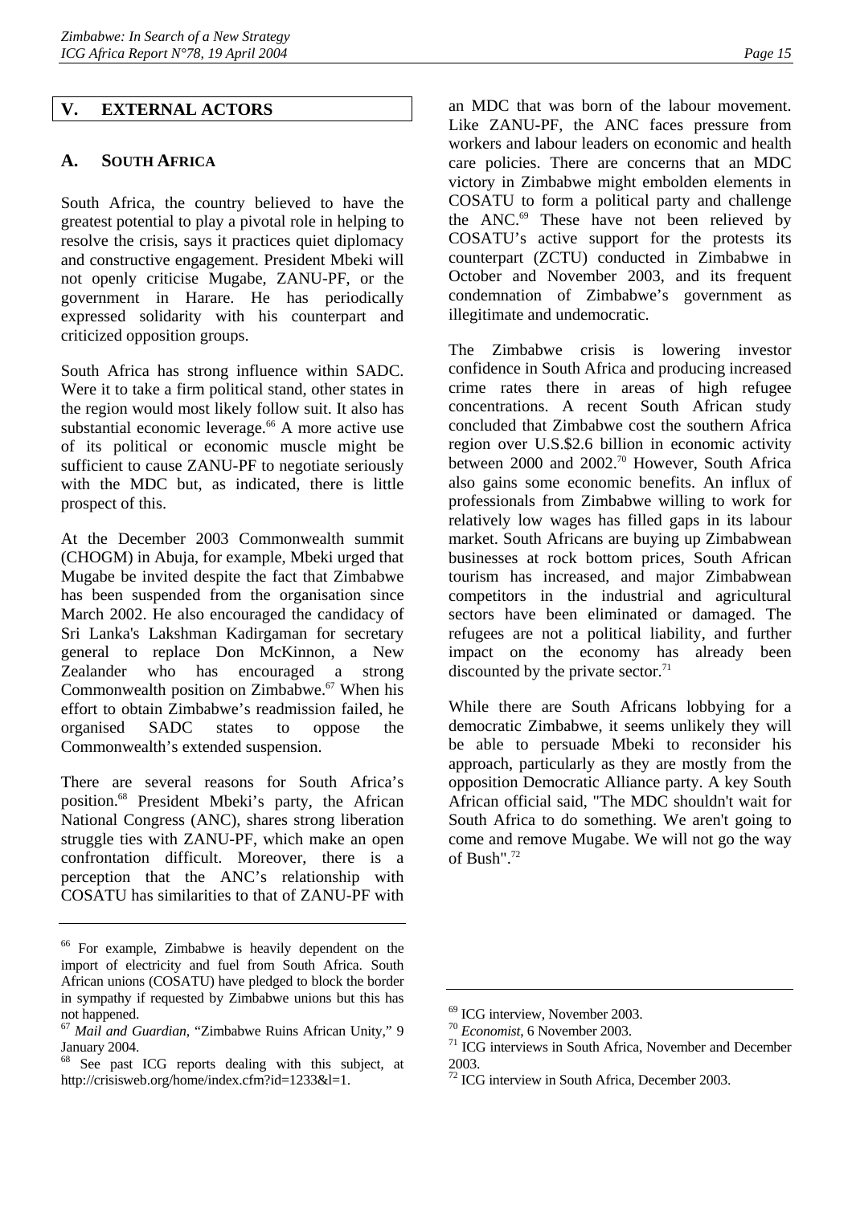## V. EXTERNAL ACTORS

### A. SOUTH AFRICA

South Africa, the country believed to have the greatest potential to play a pivotal role in helping to resolve the crisis, says it practices quiet diplomacy and constructive engagement. President Mbeki will not openly criticise Mugabe, ZANU-PF, or the government in Harare. He has periodically expressed solidarity with his counterpart and criticized opposition groups.

South Africa has strong influence within SADC. Were it to take a firm political stand, other states in the region would most likely follow suit. It also has substantial economic leverage.[66] A more active use of its political or economic muscle might be sufficient to cause ZANU-PF to negotiate seriously with the MDC but, as indicated, there is little prospect of this.

At the December 2003 Commonwealth summit (CHOGM) in Abuja, for example, Mbeki urged that Mugabe be invited despite the fact that Zimbabwe has been suspended from the organisation since March 2002. He also encouraged the candidacy of Sri Lanka's Lakshman Kadirgaman for secretary general to replace Don McKinnon, a New Zealander who has encouraged a strong Commonwealth position on Zimbabwe.[67] When his effort to obtain Zimbabwe's readmission failed, he organised SADC states to oppose the Commonwealth's extended suspension.

There are several reasons for South Africa's position.[68] President Mbeki's party, the African National Congress (ANC), shares strong liberation struggle ties with ZANU-PF, which make an open confrontation difficult. Moreover, there is a perception that the ANC's relationship with COSATU has similarities to that of ZANU-PF with an MDC that was born of the labour movement. Like ZANU-PF, the ANC faces pressure from workers and labour leaders on economic and health care policies. There are concerns that an MDC victory in Zimbabwe might embolden elements in COSATU to form a political party and challenge the ANC.[69] These have not been relieved by COSATU's active support for the protests its counterpart (ZCTU) conducted in Zimbabwe in October and November 2003, and its frequent condemnation of Zimbabwe's government as illegitimate and undemocratic.

The Zimbabwe crisis is lowering investor confidence in South Africa and producing increased crime rates there in areas of high refugee concentrations. A recent South African study concluded that Zimbabwe cost the southern Africa region over U.S.$2.6 billion in economic activity between 2000 and 2002.[70] However, South Africa also gains some economic benefits. An influx of professionals from Zimbabwe willing to work for relatively low wages has filled gaps in its labour market. South Africans are buying up Zimbabwean businesses at rock bottom prices, South African tourism has increased, and major Zimbabwean competitors in the industrial and agricultural sectors have been eliminated or damaged. The refugees are not a political liability, and further impact on the economy has already been discounted by the private sector.[71]

While there are South Africans lobbying for a democratic Zimbabwe, it seems unlikely they will be able to persuade Mbeki to reconsider his approach, particularly as they are mostly from the opposition Democratic Alliance party. A key South African official said, "The MDC shouldn't wait for South Africa to do something. We aren't going to come and remove Mugabe. We will not go the way of Bush".[72]

---

[66] For example, Zimbabwe is heavily dependent on the import of electricity and fuel from South Africa. South African unions (COSATU) have pledged to block the border in sympathy if requested by Zimbabwe unions but this has not happened.

[67] *Mail and Guardian*, "Zimbabwe Ruins African Unity," 9 January 2004.

[68] See past ICG reports dealing with this subject, at http://crisisweb.org/home/index.cfm?id=1233&l=1.

[69] ICG interview, November 2003.

[70] *Economist*, 6 November 2003.

[71] ICG interviews in South Africa, November and December 2003.

[72] ICG interview in South Africa, December 2003.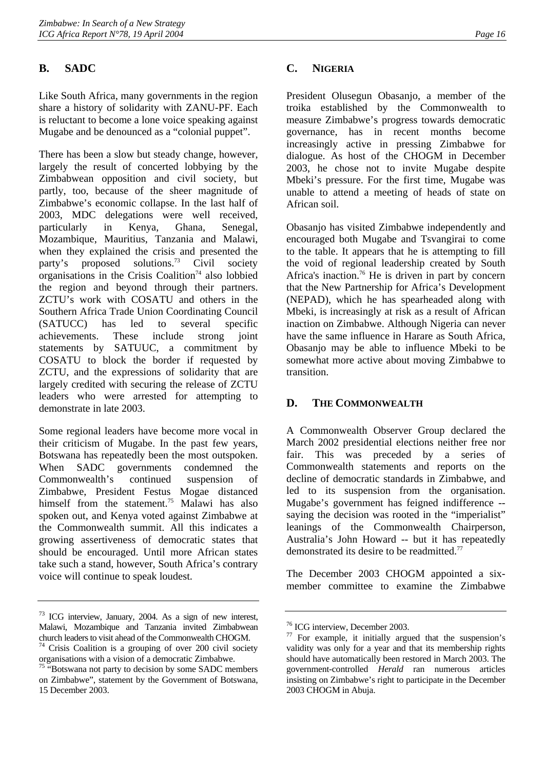## B. SADC

Like South Africa, many governments in the region share a history of solidarity with ZANU-PF. Each is reluctant to become a lone voice speaking against Mugabe and be denounced as a "colonial puppet".

There has been a slow but steady change, however, largely the result of concerted lobbying by the Zimbabwean opposition and civil society, but partly, too, because of the sheer magnitude of Zimbabwe's economic collapse. In the last half of 2003, MDC delegations were well received, particularly in Kenya, Ghana, Senegal, Mozambique, Mauritius, Tanzania and Malawi, when they explained the crisis and presented the party's proposed solutions.[73] Civil society organisations in the Crisis Coalition[74] also lobbied the region and beyond through their partners. ZCTU's work with COSATU and others in the Southern Africa Trade Union Coordinating Council (SATUCC) has led to several specific achievements. These include strong joint statements by SATUUC, a commitment by COSATU to block the border if requested by ZCTU, and the expressions of solidarity that are largely credited with securing the release of ZCTU leaders who were arrested for attempting to demonstrate in late 2003.

Some regional leaders have become more vocal in their criticism of Mugabe. In the past few years, Botswana has repeatedly been the most outspoken. When SADC governments condemned the Commonwealth's continued suspension of Zimbabwe, President Festus Mogae distanced himself from the statement.[75] Malawi has also spoken out, and Kenya voted against Zimbabwe at the Commonwealth summit. All this indicates a growing assertiveness of democratic states that should be encouraged. Until more African states take such a stand, however, South Africa's contrary voice will continue to speak loudest.

## C. NIGERIA

President Olusegun Obasanjo, a member of the troika established by the Commonwealth to measure Zimbabwe's progress towards democratic governance, has in recent months become increasingly active in pressing Zimbabwe for dialogue. As host of the CHOGM in December 2003, he chose not to invite Mugabe despite Mbeki's pressure. For the first time, Mugabe was unable to attend a meeting of heads of state on African soil.

Obasanjo has visited Zimbabwe independently and encouraged both Mugabe and Tsvangirai to come to the table. It appears that he is attempting to fill the void of regional leadership created by South Africa's inaction.[76] He is driven in part by concern that the New Partnership for Africa's Development (NEPAD), which he has spearheaded along with Mbeki, is increasingly at risk as a result of African inaction on Zimbabwe. Although Nigeria can never have the same influence in Harare as South Africa, Obasanjo may be able to influence Mbeki to be somewhat more active about moving Zimbabwe to transition.

## D. THE COMMONWEALTH

A Commonwealth Observer Group declared the March 2002 presidential elections neither free nor fair. This was preceded by a series of Commonwealth statements and reports on the decline of democratic standards in Zimbabwe, and led to its suspension from the organisation. Mugabe's government has feigned indifference -- saying the decision was rooted in the "imperialist" leanings of the Commonwealth Chairperson, Australia's John Howard -- but it has repeatedly demonstrated its desire to be readmitted.[77]

The December 2003 CHOGM appointed a six-member committee to examine the Zimbabwe

---

[73] ICG interview, January, 2004. As a sign of new interest, Malawi, Mozambique and Tanzania invited Zimbabwean church leaders to visit ahead of the Commonwealth CHOGM.

[74] Crisis Coalition is a grouping of over 200 civil society organisations with a vision of a democratic Zimbabwe.

[75] "Botswana not party to decision by some SADC members on Zimbabwe", statement by the Government of Botswana, 15 December 2003.

[76] ICG interview, December 2003.

[77] For example, it initially argued that the suspension's validity was only for a year and that its membership rights should have automatically been restored in March 2003. The government-controlled *Herald* ran numerous articles insisting on Zimbabwe's right to participate in the December 2003 CHOGM in Abuja.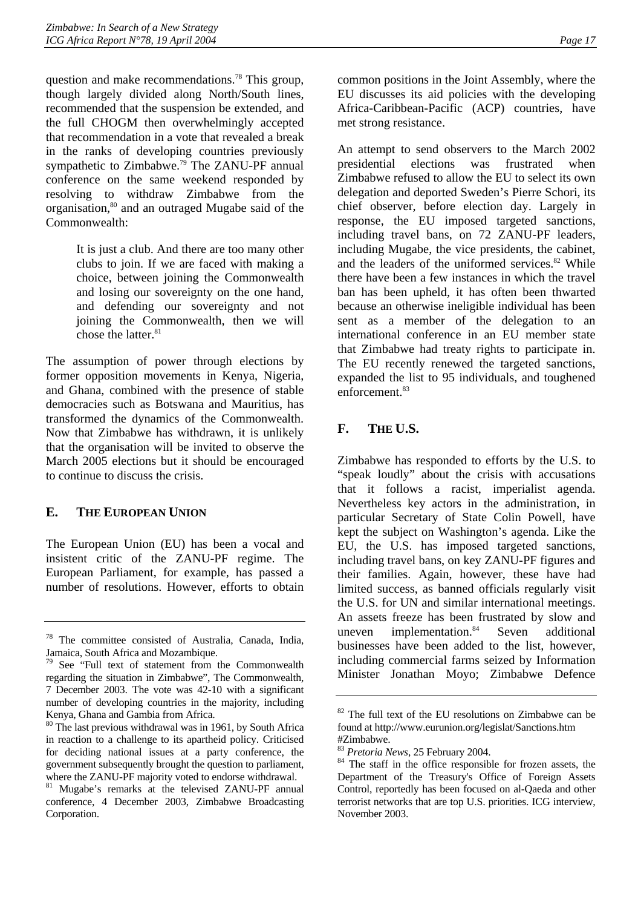question and make recommendations.[78] This group, though largely divided along North/South lines, recommended that the suspension be extended, and the full CHOGM then overwhelmingly accepted that recommendation in a vote that revealed a break in the ranks of developing countries previously sympathetic to Zimbabwe.[79] The ZANU-PF annual conference on the same weekend responded by resolving to withdraw Zimbabwe from the organisation,[80] and an outraged Mugabe said of the Commonwealth:

> It is just a club. And there are too many other clubs to join. If we are faced with making a choice, between joining the Commonwealth and losing our sovereignty on the one hand, and defending our sovereignty and not joining the Commonwealth, then we will chose the latter.[81]

The assumption of power through elections by former opposition movements in Kenya, Nigeria, and Ghana, combined with the presence of stable democracies such as Botswana and Mauritius, has transformed the dynamics of the Commonwealth. Now that Zimbabwe has withdrawn, it is unlikely that the organisation will be invited to observe the March 2005 elections but it should be encouraged to continue to discuss the crisis.

## E. THE EUROPEAN UNION

The European Union (EU) has been a vocal and insistent critic of the ZANU-PF regime. The European Parliament, for example, has passed a number of resolutions. However, efforts to obtain common positions in the Joint Assembly, where the EU discusses its aid policies with the developing Africa-Caribbean-Pacific (ACP) countries, have met strong resistance.

An attempt to send observers to the March 2002 presidential elections was frustrated when Zimbabwe refused to allow the EU to select its own delegation and deported Sweden's Pierre Schori, its chief observer, before election day. Largely in response, the EU imposed targeted sanctions, including travel bans, on 72 ZANU-PF leaders, including Mugabe, the vice presidents, the cabinet, and the leaders of the uniformed services.[82] While there have been a few instances in which the travel ban has been upheld, it has often been thwarted because an otherwise ineligible individual has been sent as a member of the delegation to an international conference in an EU member state that Zimbabwe had treaty rights to participate in. The EU recently renewed the targeted sanctions, expanded the list to 95 individuals, and toughened enforcement.[83]

## F. THE U.S.

Zimbabwe has responded to efforts by the U.S. to "speak loudly" about the crisis with accusations that it follows a racist, imperialist agenda. Nevertheless key actors in the administration, in particular Secretary of State Colin Powell, have kept the subject on Washington's agenda. Like the EU, the U.S. has imposed targeted sanctions, including travel bans, on key ZANU-PF figures and their families. Again, however, these have had limited success, as banned officials regularly visit the U.S. for UN and similar international meetings. An assets freeze has been frustrated by slow and uneven implementation.[84] Seven additional businesses have been added to the list, however, including commercial farms seized by Information Minister Jonathan Moyo; Zimbabwe Defence

---

[78] The committee consisted of Australia, Canada, India, Jamaica, South Africa and Mozambique.

[79] See "Full text of statement from the Commonwealth regarding the situation in Zimbabwe", The Commonwealth, 7 December 2003. The vote was 42-10 with a significant number of developing countries in the majority, including Kenya, Ghana and Gambia from Africa.

[80] The last previous withdrawal was in 1961, by South Africa in reaction to a challenge to its apartheid policy. Criticised for deciding national issues at a party conference, the government subsequently brought the question to parliament, where the ZANU-PF majority voted to endorse withdrawal.

[81] Mugabe's remarks at the televised ZANU-PF annual conference, 4 December 2003, Zimbabwe Broadcasting Corporation.

[82] The full text of the EU resolutions on Zimbabwe can be found at http://www.eurunion.org/legislat/Sanctions.htm #Zimbabwe.

[83] *Pretoria News*, 25 February 2004.

[84] The staff in the office responsible for frozen assets, the Department of the Treasury's Office of Foreign Assets Control, reportedly has been focused on al-Qaeda and other terrorist networks that are top U.S. priorities. ICG interview, November 2003.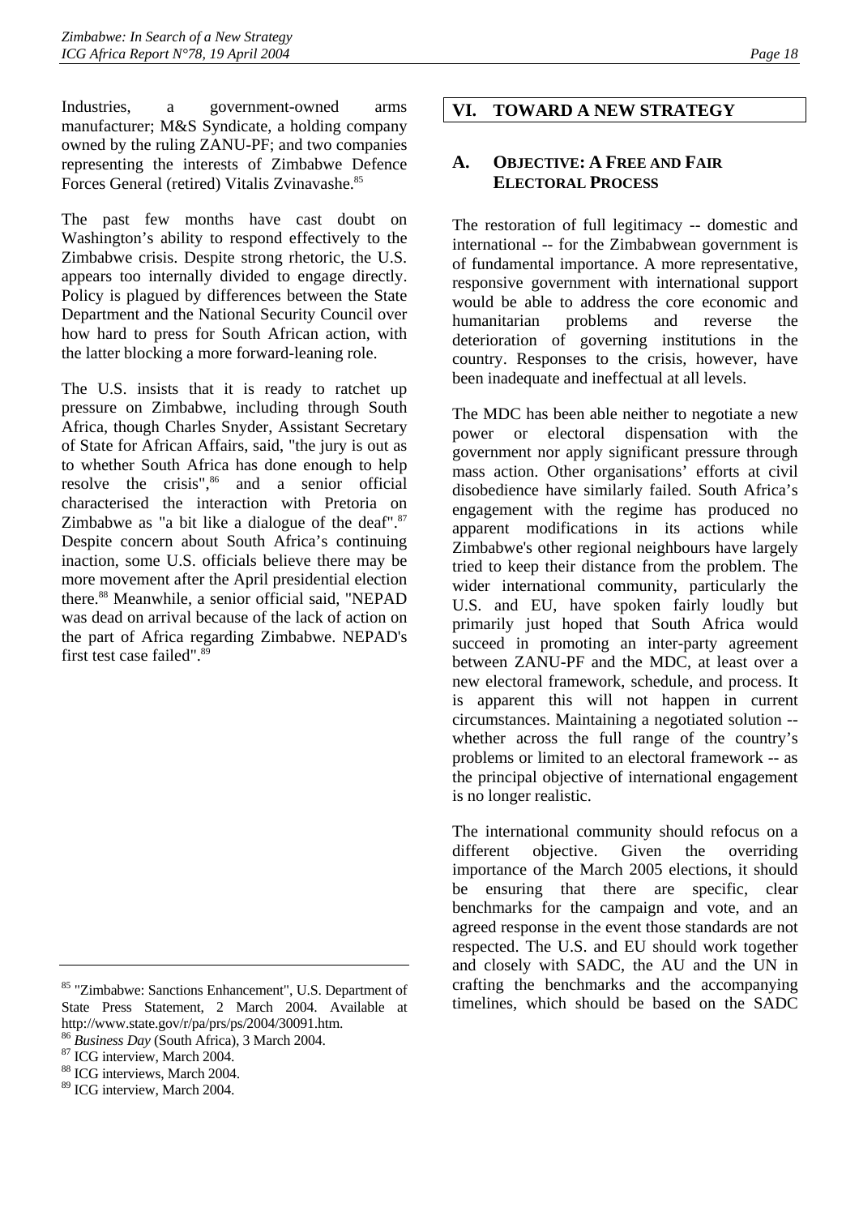Industries, a government-owned arms manufacturer; M&S Syndicate, a holding company owned by the ruling ZANU-PF; and two companies representing the interests of Zimbabwe Defence Forces General (retired) Vitalis Zvinavashe.[85]

The past few months have cast doubt on Washington's ability to respond effectively to the Zimbabwe crisis. Despite strong rhetoric, the U.S. appears too internally divided to engage directly. Policy is plagued by differences between the State Department and the National Security Council over how hard to press for South African action, with the latter blocking a more forward-leaning role.

The U.S. insists that it is ready to ratchet up pressure on Zimbabwe, including through South Africa, though Charles Snyder, Assistant Secretary of State for African Affairs, said, "the jury is out as to whether South Africa has done enough to help resolve the crisis",[86] and a senior official characterised the interaction with Pretoria on Zimbabwe as "a bit like a dialogue of the deaf".[87] Despite concern about South Africa's continuing inaction, some U.S. officials believe there may be more movement after the April presidential election there.[88] Meanwhile, a senior official said, "NEPAD was dead on arrival because of the lack of action on the part of Africa regarding Zimbabwe. NEPAD's first test case failed".[89]

[85] "Zimbabwe: Sanctions Enhancement", U.S. Department of State Press Statement, 2 March 2004. Available at http://www.state.gov/r/pa/prs/ps/2004/30091.htm.

[86] *Business Day* (South Africa), 3 March 2004.

[87] ICG interview, March 2004.

[88] ICG interviews, March 2004.

[89] ICG interview, March 2004.

# VI. TOWARD A NEW STRATEGY

## A. OBJECTIVE: A FREE AND FAIR ELECTORAL PROCESS

The restoration of full legitimacy -- domestic and international -- for the Zimbabwean government is of fundamental importance. A more representative, responsive government with international support would be able to address the core economic and humanitarian problems and reverse the deterioration of governing institutions in the country. Responses to the crisis, however, have been inadequate and ineffectual at all levels.

The MDC has been able neither to negotiate a new power or electoral dispensation with the government nor apply significant pressure through mass action. Other organisations' efforts at civil disobedience have similarly failed. South Africa's engagement with the regime has produced no apparent modifications in its actions while Zimbabwe's other regional neighbours have largely tried to keep their distance from the problem. The wider international community, particularly the U.S. and EU, have spoken fairly loudly but primarily just hoped that South Africa would succeed in promoting an inter-party agreement between ZANU-PF and the MDC, at least over a new electoral framework, schedule, and process. It is apparent this will not happen in current circumstances. Maintaining a negotiated solution -- whether across the full range of the country's problems or limited to an electoral framework -- as the principal objective of international engagement is no longer realistic.

The international community should refocus on a different objective. Given the overriding importance of the March 2005 elections, it should be ensuring that there are specific, clear benchmarks for the campaign and vote, and an agreed response in the event those standards are not respected. The U.S. and EU should work together and closely with SADC, the AU and the UN in crafting the benchmarks and the accompanying timelines, which should be based on the SADC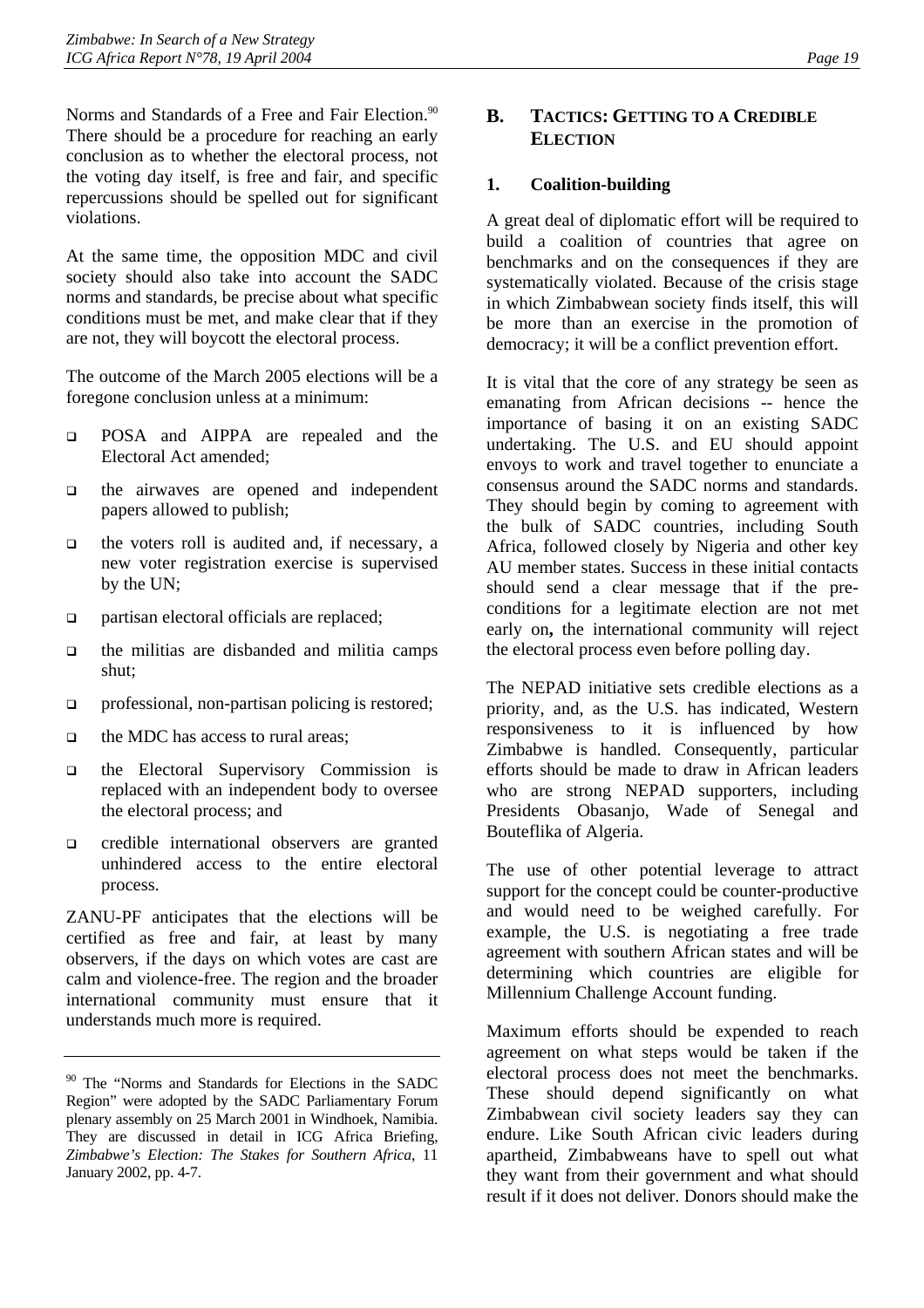Norms and Standards of a Free and Fair Election.[90] There should be a procedure for reaching an early conclusion as to whether the electoral process, not the voting day itself, is free and fair, and specific repercussions should be spelled out for significant violations.

At the same time, the opposition MDC and civil society should also take into account the SADC norms and standards, be precise about what specific conditions must be met, and make clear that if they are not, they will boycott the electoral process.

The outcome of the March 2005 elections will be a foregone conclusion unless at a minimum:

- POSA and AIPPA are repealed and the Electoral Act amended;
- the airwaves are opened and independent papers allowed to publish;
- the voters roll is audited and, if necessary, a new voter registration exercise is supervised by the UN;
- partisan electoral officials are replaced;
- the militias are disbanded and militia camps shut;
- professional, non-partisan policing is restored;
- the MDC has access to rural areas;
- the Electoral Supervisory Commission is replaced with an independent body to oversee the electoral process; and
- credible international observers are granted unhindered access to the entire electoral process.

ZANU-PF anticipates that the elections will be certified as free and fair, at least by many observers, if the days on which votes are cast are calm and violence-free. The region and the broader international community must ensure that it understands much more is required.

## B. TACTICS: GETTING TO A CREDIBLE ELECTION

### 1. Coalition-building

A great deal of diplomatic effort will be required to build a coalition of countries that agree on benchmarks and on the consequences if they are systematically violated. Because of the crisis stage in which Zimbabwean society finds itself, this will be more than an exercise in the promotion of democracy; it will be a conflict prevention effort.

It is vital that the core of any strategy be seen as emanating from African decisions -- hence the importance of basing it on an existing SADC undertaking. The U.S. and EU should appoint envoys to work and travel together to enunciate a consensus around the SADC norms and standards. They should begin by coming to agreement with the bulk of SADC countries, including South Africa, followed closely by Nigeria and other key AU member states. Success in these initial contacts should send a clear message that if the pre-conditions for a legitimate election are not met early on**,** the international community will reject the electoral process even before polling day.

The NEPAD initiative sets credible elections as a priority, and, as the U.S. has indicated, Western responsiveness to it is influenced by how Zimbabwe is handled. Consequently, particular efforts should be made to draw in African leaders who are strong NEPAD supporters, including Presidents Obasanjo, Wade of Senegal and Bouteflika of Algeria.

The use of other potential leverage to attract support for the concept could be counter-productive and would need to be weighed carefully. For example, the U.S. is negotiating a free trade agreement with southern African states and will be determining which countries are eligible for Millennium Challenge Account funding.

Maximum efforts should be expended to reach agreement on what steps would be taken if the electoral process does not meet the benchmarks. These should depend significantly on what Zimbabwean civil society leaders say they can endure. Like South African civic leaders during apartheid, Zimbabweans have to spell out what they want from their government and what should result if it does not deliver. Donors should make the

---

[90] The "Norms and Standards for Elections in the SADC Region" were adopted by the SADC Parliamentary Forum plenary assembly on 25 March 2001 in Windhoek, Namibia. They are discussed in detail in ICG Africa Briefing, *Zimbabwe's Election: The Stakes for Southern Africa*, 11 January 2002, pp. 4-7.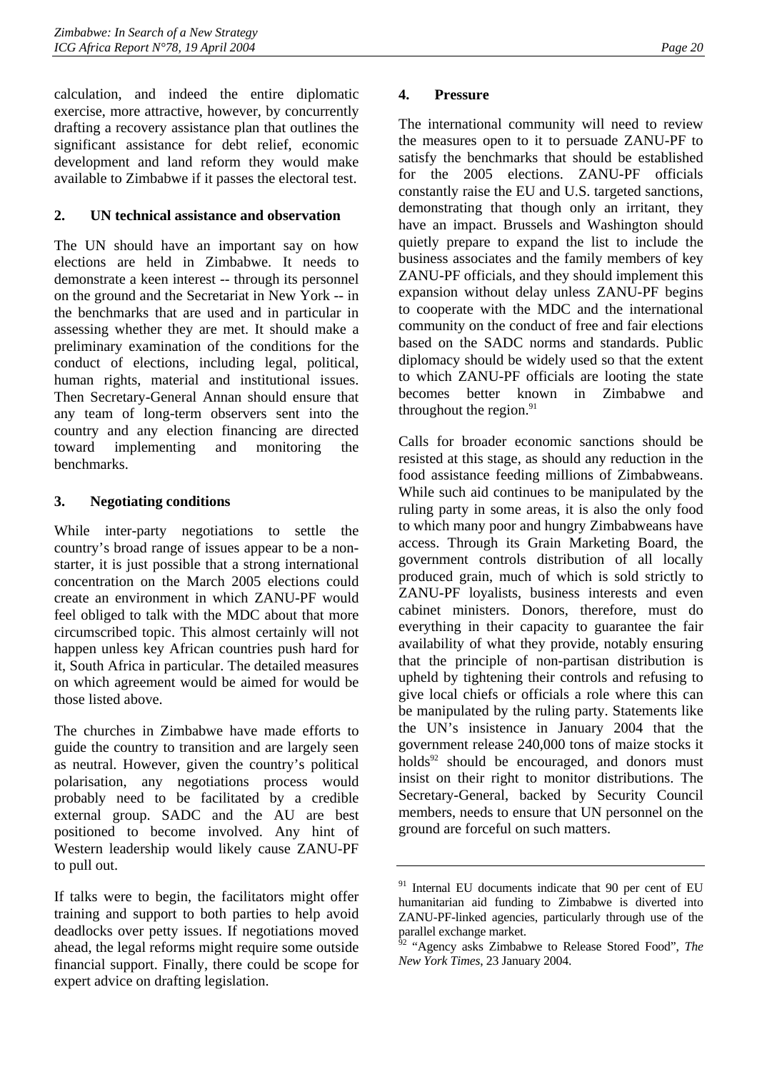calculation, and indeed the entire diplomatic exercise, more attractive, however, by concurrently drafting a recovery assistance plan that outlines the significant assistance for debt relief, economic development and land reform they would make available to Zimbabwe if it passes the electoral test.

### 2. UN technical assistance and observation

The UN should have an important say on how elections are held in Zimbabwe. It needs to demonstrate a keen interest -- through its personnel on the ground and the Secretariat in New York -- in the benchmarks that are used and in particular in assessing whether they are met. It should make a preliminary examination of the conditions for the conduct of elections, including legal, political, human rights, material and institutional issues. Then Secretary-General Annan should ensure that any team of long-term observers sent into the country and any election financing are directed toward implementing and monitoring the benchmarks.

### 3. Negotiating conditions

While inter-party negotiations to settle the country's broad range of issues appear to be a non-starter, it is just possible that a strong international concentration on the March 2005 elections could create an environment in which ZANU-PF would feel obliged to talk with the MDC about that more circumscribed topic. This almost certainly will not happen unless key African countries push hard for it, South Africa in particular. The detailed measures on which agreement would be aimed for would be those listed above.

The churches in Zimbabwe have made efforts to guide the country to transition and are largely seen as neutral. However, given the country's political polarisation, any negotiations process would probably need to be facilitated by a credible external group. SADC and the AU are best positioned to become involved. Any hint of Western leadership would likely cause ZANU-PF to pull out.

If talks were to begin, the facilitators might offer training and support to both parties to help avoid deadlocks over petty issues. If negotiations moved ahead, the legal reforms might require some outside financial support. Finally, there could be scope for expert advice on drafting legislation.

### 4. Pressure

The international community will need to review the measures open to it to persuade ZANU-PF to satisfy the benchmarks that should be established for the 2005 elections. ZANU-PF officials constantly raise the EU and U.S. targeted sanctions, demonstrating that though only an irritant, they have an impact. Brussels and Washington should quietly prepare to expand the list to include the business associates and the family members of key ZANU-PF officials, and they should implement this expansion without delay unless ZANU-PF begins to cooperate with the MDC and the international community on the conduct of free and fair elections based on the SADC norms and standards. Public diplomacy should be widely used so that the extent to which ZANU-PF officials are looting the state becomes better known in Zimbabwe and throughout the region.[91]

Calls for broader economic sanctions should be resisted at this stage, as should any reduction in the food assistance feeding millions of Zimbabweans. While such aid continues to be manipulated by the ruling party in some areas, it is also the only food to which many poor and hungry Zimbabweans have access. Through its Grain Marketing Board, the government controls distribution of all locally produced grain, much of which is sold strictly to ZANU-PF loyalists, business interests and even cabinet ministers. Donors, therefore, must do everything in their capacity to guarantee the fair availability of what they provide, notably ensuring that the principle of non-partisan distribution is upheld by tightening their controls and refusing to give local chiefs or officials a role where this can be manipulated by the ruling party. Statements like the UN's insistence in January 2004 that the government release 240,000 tons of maize stocks it holds[92] should be encouraged, and donors must insist on their right to monitor distributions. The Secretary-General, backed by Security Council members, needs to ensure that UN personnel on the ground are forceful on such matters.

---

[91] Internal EU documents indicate that 90 per cent of EU humanitarian aid funding to Zimbabwe is diverted into ZANU-PF-linked agencies, particularly through use of the parallel exchange market.

[92] "Agency asks Zimbabwe to Release Stored Food", *The New York Times*, 23 January 2004.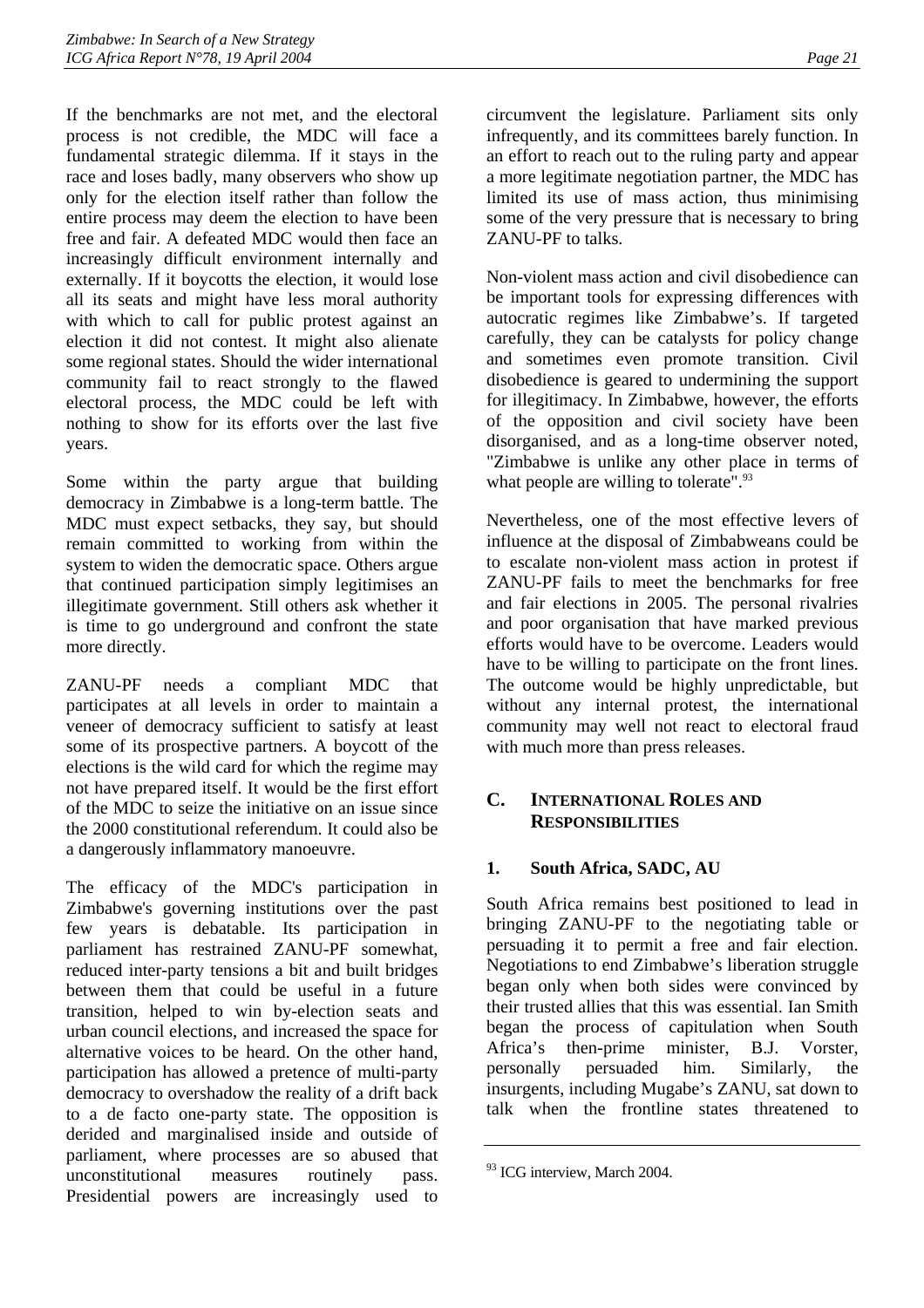If the benchmarks are not met, and the electoral process is not credible, the MDC will face a fundamental strategic dilemma. If it stays in the race and loses badly, many observers who show up only for the election itself rather than follow the entire process may deem the election to have been free and fair. A defeated MDC would then face an increasingly difficult environment internally and externally. If it boycotts the election, it would lose all its seats and might have less moral authority with which to call for public protest against an election it did not contest. It might also alienate some regional states. Should the wider international community fail to react strongly to the flawed electoral process, the MDC could be left with nothing to show for its efforts over the last five years.

Some within the party argue that building democracy in Zimbabwe is a long-term battle. The MDC must expect setbacks, they say, but should remain committed to working from within the system to widen the democratic space. Others argue that continued participation simply legitimises an illegitimate government. Still others ask whether it is time to go underground and confront the state more directly.

ZANU-PF needs a compliant MDC that participates at all levels in order to maintain a veneer of democracy sufficient to satisfy at least some of its prospective partners. A boycott of the elections is the wild card for which the regime may not have prepared itself. It would be the first effort of the MDC to seize the initiative on an issue since the 2000 constitutional referendum. It could also be a dangerously inflammatory manoeuvre.

The efficacy of the MDC's participation in Zimbabwe's governing institutions over the past few years is debatable. Its participation in parliament has restrained ZANU-PF somewhat, reduced inter-party tensions a bit and built bridges between them that could be useful in a future transition, helped to win by-election seats and urban council elections, and increased the space for alternative voices to be heard. On the other hand, participation has allowed a pretence of multi-party democracy to overshadow the reality of a drift back to a de facto one-party state. The opposition is derided and marginalised inside and outside of parliament, where processes are so abused that unconstitutional measures routinely pass. Presidential powers are increasingly used to circumvent the legislature. Parliament sits only infrequently, and its committees barely function. In an effort to reach out to the ruling party and appear a more legitimate negotiation partner, the MDC has limited its use of mass action, thus minimising some of the very pressure that is necessary to bring ZANU-PF to talks.

Non-violent mass action and civil disobedience can be important tools for expressing differences with autocratic regimes like Zimbabwe's. If targeted carefully, they can be catalysts for policy change and sometimes even promote transition. Civil disobedience is geared to undermining the support for illegitimacy. In Zimbabwe, however, the efforts of the opposition and civil society have been disorganised, and as a long-time observer noted, "Zimbabwe is unlike any other place in terms of what people are willing to tolerate".[93]

Nevertheless, one of the most effective levers of influence at the disposal of Zimbabweans could be to escalate non-violent mass action in protest if ZANU-PF fails to meet the benchmarks for free and fair elections in 2005. The personal rivalries and poor organisation that have marked previous efforts would have to be overcome. Leaders would have to be willing to participate on the front lines. The outcome would be highly unpredictable, but without any internal protest, the international community may well not react to electoral fraud with much more than press releases.

## C. International Roles and Responsibilities

### 1. South Africa, SADC, AU

South Africa remains best positioned to lead in bringing ZANU-PF to the negotiating table or persuading it to permit a free and fair election. Negotiations to end Zimbabwe's liberation struggle began only when both sides were convinced by their trusted allies that this was essential. Ian Smith began the process of capitulation when South Africa's then-prime minister, B.J. Vorster, personally persuaded him. Similarly, the insurgents, including Mugabe's ZANU, sat down to talk when the frontline states threatened to

[93] ICG interview, March 2004.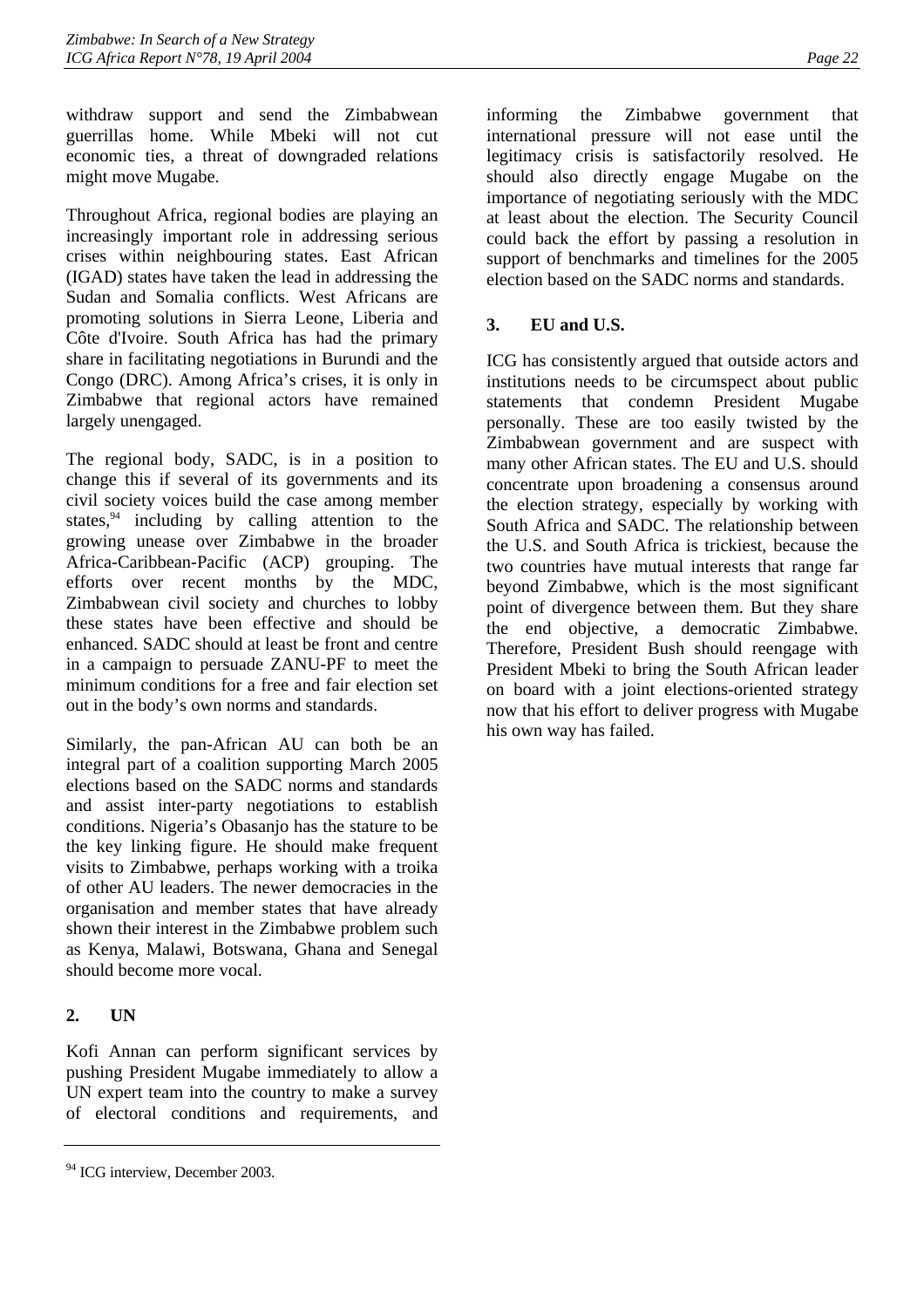withdraw support and send the Zimbabwean guerrillas home. While Mbeki will not cut economic ties, a threat of downgraded relations might move Mugabe.

Throughout Africa, regional bodies are playing an increasingly important role in addressing serious crises within neighbouring states. East African (IGAD) states have taken the lead in addressing the Sudan and Somalia conflicts. West Africans are promoting solutions in Sierra Leone, Liberia and Côte d'Ivoire. South Africa has had the primary share in facilitating negotiations in Burundi and the Congo (DRC). Among Africa's crises, it is only in Zimbabwe that regional actors have remained largely unengaged.

The regional body, SADC, is in a position to change this if several of its governments and its civil society voices build the case among member states,[94] including by calling attention to the growing unease over Zimbabwe in the broader Africa-Caribbean-Pacific (ACP) grouping. The efforts over recent months by the MDC, Zimbabwean civil society and churches to lobby these states have been effective and should be enhanced. SADC should at least be front and centre in a campaign to persuade ZANU-PF to meet the minimum conditions for a free and fair election set out in the body's own norms and standards.

Similarly, the pan-African AU can both be an integral part of a coalition supporting March 2005 elections based on the SADC norms and standards and assist inter-party negotiations to establish conditions. Nigeria's Obasanjo has the stature to be the key linking figure. He should make frequent visits to Zimbabwe, perhaps working with a troika of other AU leaders. The newer democracies in the organisation and member states that have already shown their interest in the Zimbabwe problem such as Kenya, Malawi, Botswana, Ghana and Senegal should become more vocal.

## 2. UN

Kofi Annan can perform significant services by pushing President Mugabe immediately to allow a UN expert team into the country to make a survey of electoral conditions and requirements, and informing the Zimbabwe government that international pressure will not ease until the legitimacy crisis is satisfactorily resolved. He should also directly engage Mugabe on the importance of negotiating seriously with the MDC at least about the election. The Security Council could back the effort by passing a resolution in support of benchmarks and timelines for the 2005 election based on the SADC norms and standards.

## 3. EU and U.S.

ICG has consistently argued that outside actors and institutions needs to be circumspect about public statements that condemn President Mugabe personally. These are too easily twisted by the Zimbabwean government and are suspect with many other African states. The EU and U.S. should concentrate upon broadening a consensus around the election strategy, especially by working with South Africa and SADC. The relationship between the U.S. and South Africa is trickiest, because the two countries have mutual interests that range far beyond Zimbabwe, which is the most significant point of divergence between them. But they share the end objective, a democratic Zimbabwe. Therefore, President Bush should reengage with President Mbeki to bring the South African leader on board with a joint elections-oriented strategy now that his effort to deliver progress with Mugabe his own way has failed.

---

[94] ICG interview, December 2003.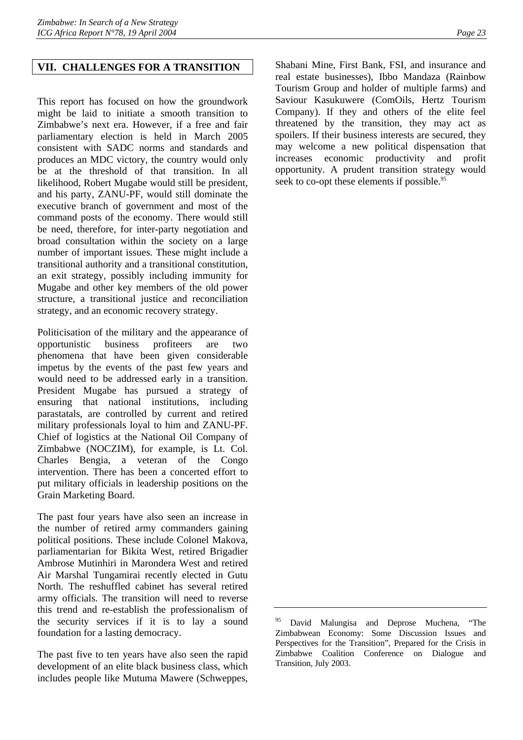## VII. CHALLENGES FOR A TRANSITION

This report has focused on how the groundwork might be laid to initiate a smooth transition to Zimbabwe's next era. However, if a free and fair parliamentary election is held in March 2005 consistent with SADC norms and standards and produces an MDC victory, the country would only be at the threshold of that transition. In all likelihood, Robert Mugabe would still be president, and his party, ZANU-PF, would still dominate the executive branch of government and most of the command posts of the economy. There would still be need, therefore, for inter-party negotiation and broad consultation within the society on a large number of important issues. These might include a transitional authority and a transitional constitution, an exit strategy, possibly including immunity for Mugabe and other key members of the old power structure, a transitional justice and reconciliation strategy, and an economic recovery strategy.

Politicisation of the military and the appearance of opportunistic business profiteers are two phenomena that have been given considerable impetus by the events of the past few years and would need to be addressed early in a transition. President Mugabe has pursued a strategy of ensuring that national institutions, including parastatals, are controlled by current and retired military professionals loyal to him and ZANU-PF. Chief of logistics at the National Oil Company of Zimbabwe (NOCZIM), for example, is Lt. Col. Charles Bengia, a veteran of the Congo intervention. There has been a concerted effort to put military officials in leadership positions on the Grain Marketing Board.

The past four years have also seen an increase in the number of retired army commanders gaining political positions. These include Colonel Makova, parliamentarian for Bikita West, retired Brigadier Ambrose Mutinhiri in Marondera West and retired Air Marshal Tungamirai recently elected in Gutu North. The reshuffled cabinet has several retired army officials. The transition will need to reverse this trend and re-establish the professionalism of the security services if it is to lay a sound foundation for a lasting democracy.

The past five to ten years have also seen the rapid development of an elite black business class, which includes people like Mutuma Mawere (Schweppes, Shabani Mine, First Bank, FSI, and insurance and real estate businesses), Ibbo Mandaza (Rainbow Tourism Group and holder of multiple farms) and Saviour Kasukuwere (ComOils, Hertz Tourism Company). If they and others of the elite feel threatened by the transition, they may act as spoilers. If their business interests are secured, they may welcome a new political dispensation that increases economic productivity and profit opportunity. A prudent transition strategy would seek to co-opt these elements if possible.[95]

---

[95] David Malungisa and Deprose Muchena, "The Zimbabwean Economy: Some Discussion Issues and Perspectives for the Transition", Prepared for the Crisis in Zimbabwe Coalition Conference on Dialogue and Transition, July 2003.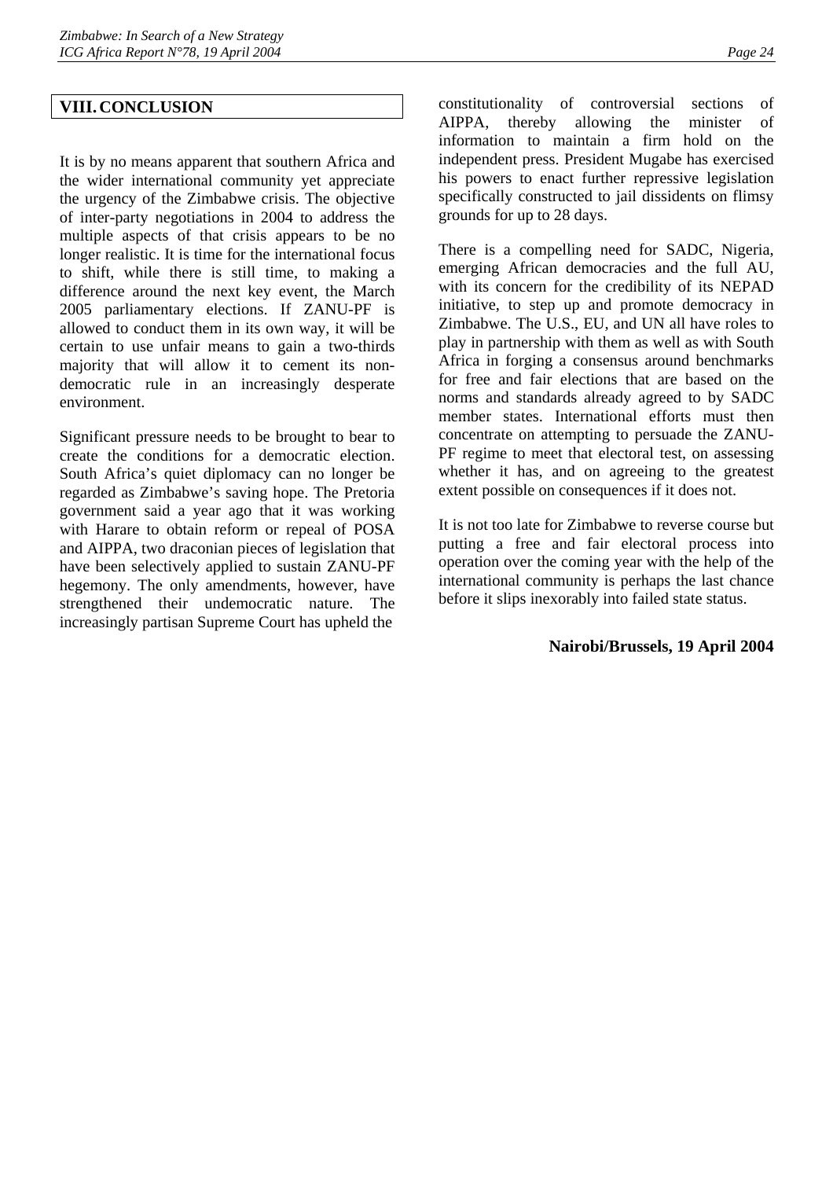## VIII. CONCLUSION

It is by no means apparent that southern Africa and the wider international community yet appreciate the urgency of the Zimbabwe crisis. The objective of inter-party negotiations in 2004 to address the multiple aspects of that crisis appears to be no longer realistic. It is time for the international focus to shift, while there is still time, to making a difference around the next key event, the March 2005 parliamentary elections. If ZANU-PF is allowed to conduct them in its own way, it will be certain to use unfair means to gain a two-thirds majority that will allow it to cement its non-democratic rule in an increasingly desperate environment.

Significant pressure needs to be brought to bear to create the conditions for a democratic election. South Africa's quiet diplomacy can no longer be regarded as Zimbabwe's saving hope. The Pretoria government said a year ago that it was working with Harare to obtain reform or repeal of POSA and AIPPA, two draconian pieces of legislation that have been selectively applied to sustain ZANU-PF hegemony. The only amendments, however, have strengthened their undemocratic nature. The increasingly partisan Supreme Court has upheld the constitutionality of controversial sections of AIPPA, thereby allowing the minister of information to maintain a firm hold on the independent press. President Mugabe has exercised his powers to enact further repressive legislation specifically constructed to jail dissidents on flimsy grounds for up to 28 days.

There is a compelling need for SADC, Nigeria, emerging African democracies and the full AU, with its concern for the credibility of its NEPAD initiative, to step up and promote democracy in Zimbabwe. The U.S., EU, and UN all have roles to play in partnership with them as well as with South Africa in forging a consensus around benchmarks for free and fair elections that are based on the norms and standards already agreed to by SADC member states. International efforts must then concentrate on attempting to persuade the ZANU-PF regime to meet that electoral test, on assessing whether it has, and on agreeing to the greatest extent possible on consequences if it does not.

It is not too late for Zimbabwe to reverse course but putting a free and fair electoral process into operation over the coming year with the help of the international community is perhaps the last chance before it slips inexorably into failed state status.

**Nairobi/Brussels, 19 April 2004**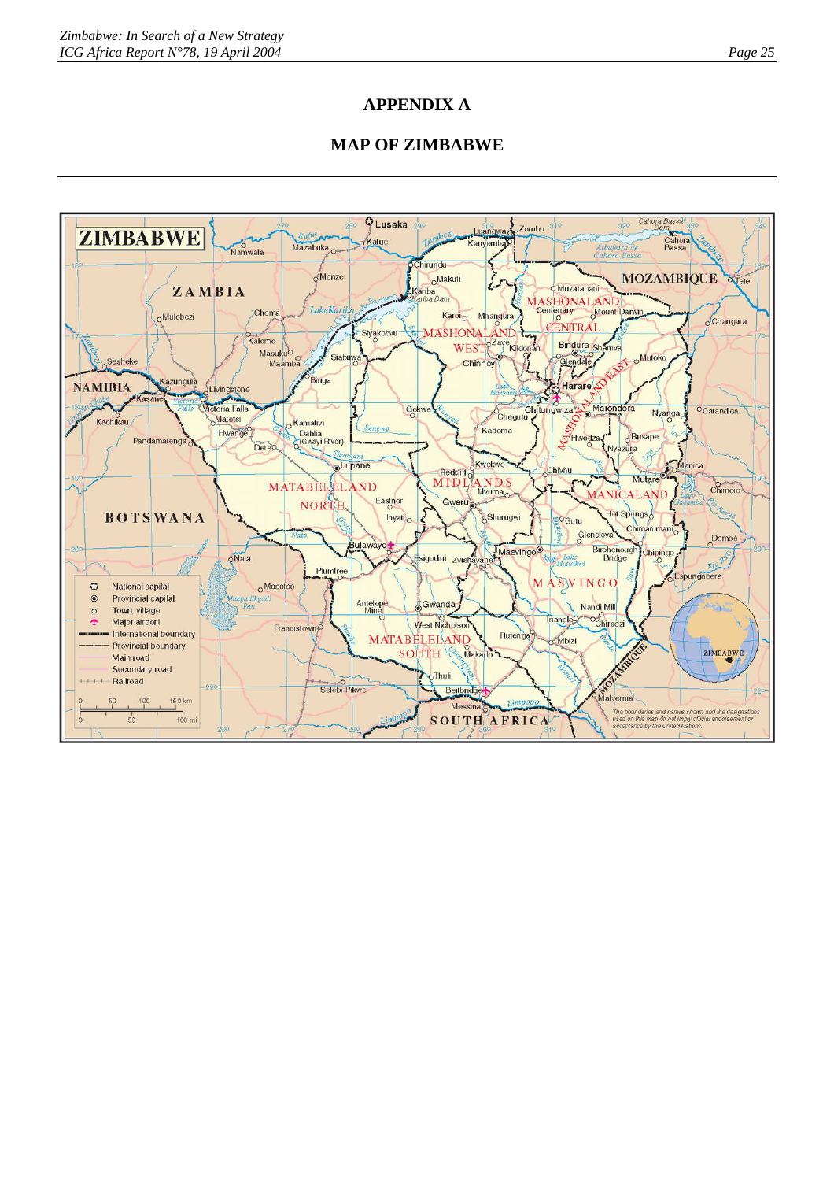# APPENDIX A

## MAP OF ZIMBABWE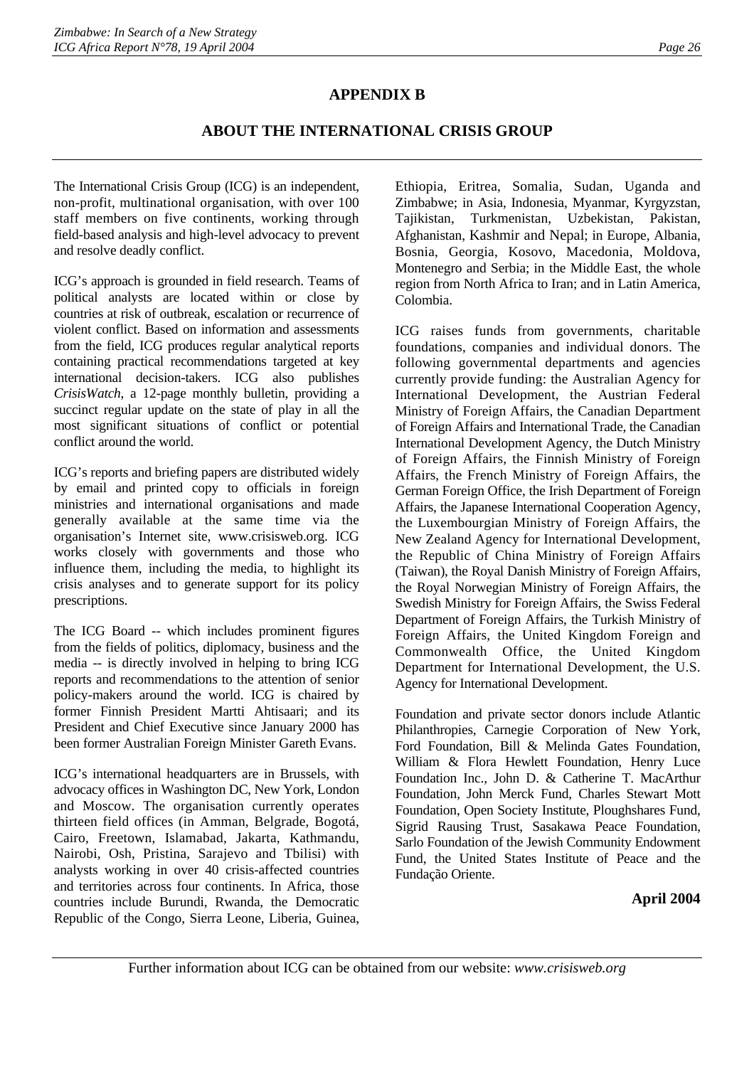# APPENDIX B

## ABOUT THE INTERNATIONAL CRISIS GROUP

The International Crisis Group (ICG) is an independent, non-profit, multinational organisation, with over 100 staff members on five continents, working through field-based analysis and high-level advocacy to prevent and resolve deadly conflict.

ICG's approach is grounded in field research. Teams of political analysts are located within or close by countries at risk of outbreak, escalation or recurrence of violent conflict. Based on information and assessments from the field, ICG produces regular analytical reports containing practical recommendations targeted at key international decision-takers. ICG also publishes *CrisisWatch*, a 12-page monthly bulletin, providing a succinct regular update on the state of play in all the most significant situations of conflict or potential conflict around the world.

ICG's reports and briefing papers are distributed widely by email and printed copy to officials in foreign ministries and international organisations and made generally available at the same time via the organisation's Internet site, www.crisisweb.org. ICG works closely with governments and those who influence them, including the media, to highlight its crisis analyses and to generate support for its policy prescriptions.

The ICG Board -- which includes prominent figures from the fields of politics, diplomacy, business and the media -- is directly involved in helping to bring ICG reports and recommendations to the attention of senior policy-makers around the world. ICG is chaired by former Finnish President Martti Ahtisaari; and its President and Chief Executive since January 2000 has been former Australian Foreign Minister Gareth Evans.

ICG's international headquarters are in Brussels, with advocacy offices in Washington DC, New York, London and Moscow. The organisation currently operates thirteen field offices (in Amman, Belgrade, Bogotá, Cairo, Freetown, Islamabad, Jakarta, Kathmandu, Nairobi, Osh, Pristina, Sarajevo and Tbilisi) with analysts working in over 40 crisis-affected countries and territories across four continents. In Africa, those countries include Burundi, Rwanda, the Democratic Republic of the Congo, Sierra Leone, Liberia, Guinea, Ethiopia, Eritrea, Somalia, Sudan, Uganda and Zimbabwe; in Asia, Indonesia, Myanmar, Kyrgyzstan, Tajikistan, Turkmenistan, Uzbekistan, Pakistan, Afghanistan, Kashmir and Nepal; in Europe, Albania, Bosnia, Georgia, Kosovo, Macedonia, Moldova, Montenegro and Serbia; in the Middle East, the whole region from North Africa to Iran; and in Latin America, Colombia.

ICG raises funds from governments, charitable foundations, companies and individual donors. The following governmental departments and agencies currently provide funding: the Australian Agency for International Development, the Austrian Federal Ministry of Foreign Affairs, the Canadian Department of Foreign Affairs and International Trade, the Canadian International Development Agency, the Dutch Ministry of Foreign Affairs, the Finnish Ministry of Foreign Affairs, the French Ministry of Foreign Affairs, the German Foreign Office, the Irish Department of Foreign Affairs, the Japanese International Cooperation Agency, the Luxembourgian Ministry of Foreign Affairs, the New Zealand Agency for International Development, the Republic of China Ministry of Foreign Affairs (Taiwan), the Royal Danish Ministry of Foreign Affairs, the Royal Norwegian Ministry of Foreign Affairs, the Swedish Ministry for Foreign Affairs, the Swiss Federal Department of Foreign Affairs, the Turkish Ministry of Foreign Affairs, the United Kingdom Foreign and Commonwealth Office, the United Kingdom Department for International Development, the U.S. Agency for International Development.

Foundation and private sector donors include Atlantic Philanthropies, Carnegie Corporation of New York, Ford Foundation, Bill & Melinda Gates Foundation, William & Flora Hewlett Foundation, Henry Luce Foundation Inc., John D. & Catherine T. MacArthur Foundation, John Merck Fund, Charles Stewart Mott Foundation, Open Society Institute, Ploughshares Fund, Sigrid Rausing Trust, Sasakawa Peace Foundation, Sarlo Foundation of the Jewish Community Endowment Fund, the United States Institute of Peace and the Fundação Oriente.

**April 2004**

Further information about ICG can be obtained from our website: *www.crisisweb.org*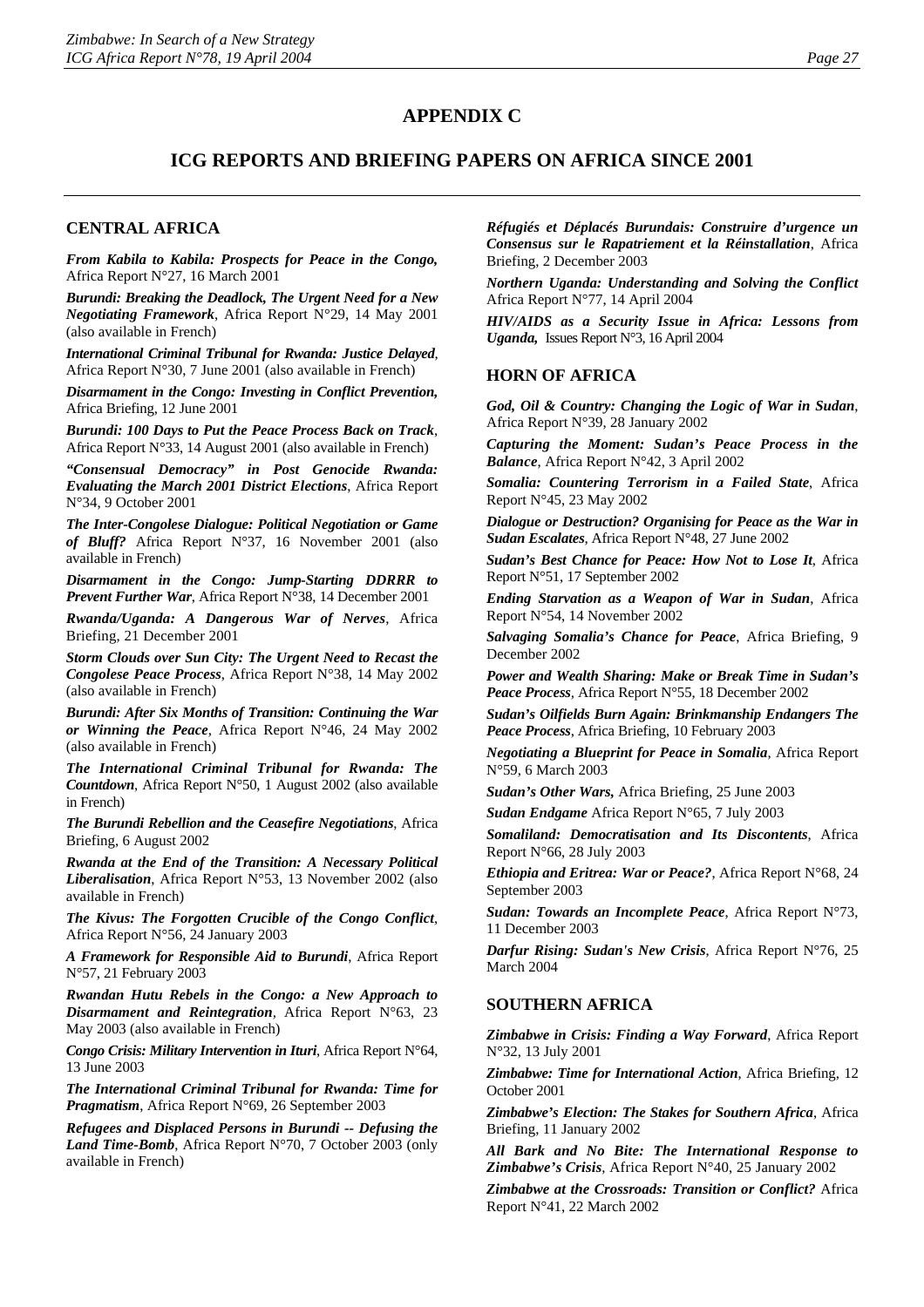# APPENDIX C

## ICG REPORTS AND BRIEFING PAPERS ON AFRICA SINCE 2001

### CENTRAL AFRICA

***From Kabila to Kabila: Prospects for Peace in the Congo,*** Africa Report N°27, 16 March 2001

***Burundi: Breaking the Deadlock, The Urgent Need for a New Negotiating Framework***, Africa Report N°29, 14 May 2001 (also available in French)

***International Criminal Tribunal for Rwanda: Justice Delayed***, Africa Report N°30, 7 June 2001 (also available in French)

***Disarmament in the Congo: Investing in Conflict Prevention,*** Africa Briefing, 12 June 2001

***Burundi: 100 Days to Put the Peace Process Back on Track***, Africa Report N°33, 14 August 2001 (also available in French)

***"Consensual Democracy" in Post Genocide Rwanda: Evaluating the March 2001 District Elections***, Africa Report N°34, 9 October 2001

***The Inter-Congolese Dialogue: Political Negotiation or Game of Bluff?*** Africa Report N°37, 16 November 2001 (also available in French)

***Disarmament in the Congo: Jump-Starting DDRRR to Prevent Further War***, Africa Report N°38, 14 December 2001

***Rwanda/Uganda: A Dangerous War of Nerves***, Africa Briefing, 21 December 2001

***Storm Clouds over Sun City: The Urgent Need to Recast the Congolese Peace Process***, Africa Report N°38, 14 May 2002 (also available in French)

***Burundi: After Six Months of Transition: Continuing the War or Winning the Peace***, Africa Report N°46, 24 May 2002 (also available in French)

***The International Criminal Tribunal for Rwanda: The Countdown***, Africa Report N°50, 1 August 2002 (also available in French)

***The Burundi Rebellion and the Ceasefire Negotiations***, Africa Briefing, 6 August 2002

***Rwanda at the End of the Transition: A Necessary Political Liberalisation***, Africa Report N°53, 13 November 2002 (also available in French)

***The Kivus: The Forgotten Crucible of the Congo Conflict***, Africa Report N°56, 24 January 2003

***A Framework for Responsible Aid to Burundi***, Africa Report N°57, 21 February 2003

***Rwandan Hutu Rebels in the Congo: a New Approach to Disarmament and Reintegration***, Africa Report N°63, 23 May 2003 (also available in French)

***Congo Crisis: Military Intervention in Ituri***, Africa Report N°64, 13 June 2003

***The International Criminal Tribunal for Rwanda: Time for Pragmatism***, Africa Report N°69, 26 September 2003

***Refugees and Displaced Persons in Burundi -- Defusing the Land Time-Bomb***, Africa Report N°70, 7 October 2003 (only available in French)

***Réfugiés et Déplacés Burundais: Construire d'urgence un Consensus sur le Rapatriement et la Réinstallation***, Africa Briefing, 2 December 2003

***Northern Uganda: Understanding and Solving the Conflict*** Africa Report N°77, 14 April 2004

***HIV/AIDS as a Security Issue in Africa: Lessons from Uganda,*** Issues Report N°3, 16 April 2004

### HORN OF AFRICA

***God, Oil & Country: Changing the Logic of War in Sudan***, Africa Report N°39, 28 January 2002

***Capturing the Moment: Sudan's Peace Process in the Balance***, Africa Report N°42, 3 April 2002

***Somalia: Countering Terrorism in a Failed State***, Africa Report N°45, 23 May 2002

***Dialogue or Destruction? Organising for Peace as the War in Sudan Escalates***, Africa Report N°48, 27 June 2002

***Sudan's Best Chance for Peace: How Not to Lose It***, Africa Report N°51, 17 September 2002

***Ending Starvation as a Weapon of War in Sudan***, Africa Report N°54, 14 November 2002

***Salvaging Somalia's Chance for Peace***, Africa Briefing, 9 December 2002

***Power and Wealth Sharing: Make or Break Time in Sudan's Peace Process***, Africa Report N°55, 18 December 2002

***Sudan's Oilfields Burn Again: Brinkmanship Endangers The Peace Process***, Africa Briefing, 10 February 2003

***Negotiating a Blueprint for Peace in Somalia***, Africa Report N°59, 6 March 2003

***Sudan's Other Wars,*** Africa Briefing, 25 June 2003

***Sudan Endgame*** Africa Report N°65, 7 July 2003

***Somaliland: Democratisation and Its Discontents***, Africa Report N°66, 28 July 2003

***Ethiopia and Eritrea: War or Peace?***, Africa Report N°68, 24 September 2003

***Sudan: Towards an Incomplete Peace***, Africa Report N°73, 11 December 2003

***Darfur Rising: Sudan's New Crisis***, Africa Report N°76, 25 March 2004

### SOUTHERN AFRICA

***Zimbabwe in Crisis: Finding a Way Forward***, Africa Report N°32, 13 July 2001

***Zimbabwe: Time for International Action***, Africa Briefing, 12 October 2001

***Zimbabwe's Election: The Stakes for Southern Africa***, Africa Briefing, 11 January 2002

***All Bark and No Bite: The International Response to Zimbabwe's Crisis***, Africa Report N°40, 25 January 2002

***Zimbabwe at the Crossroads: Transition or Conflict?*** Africa Report N°41, 22 March 2002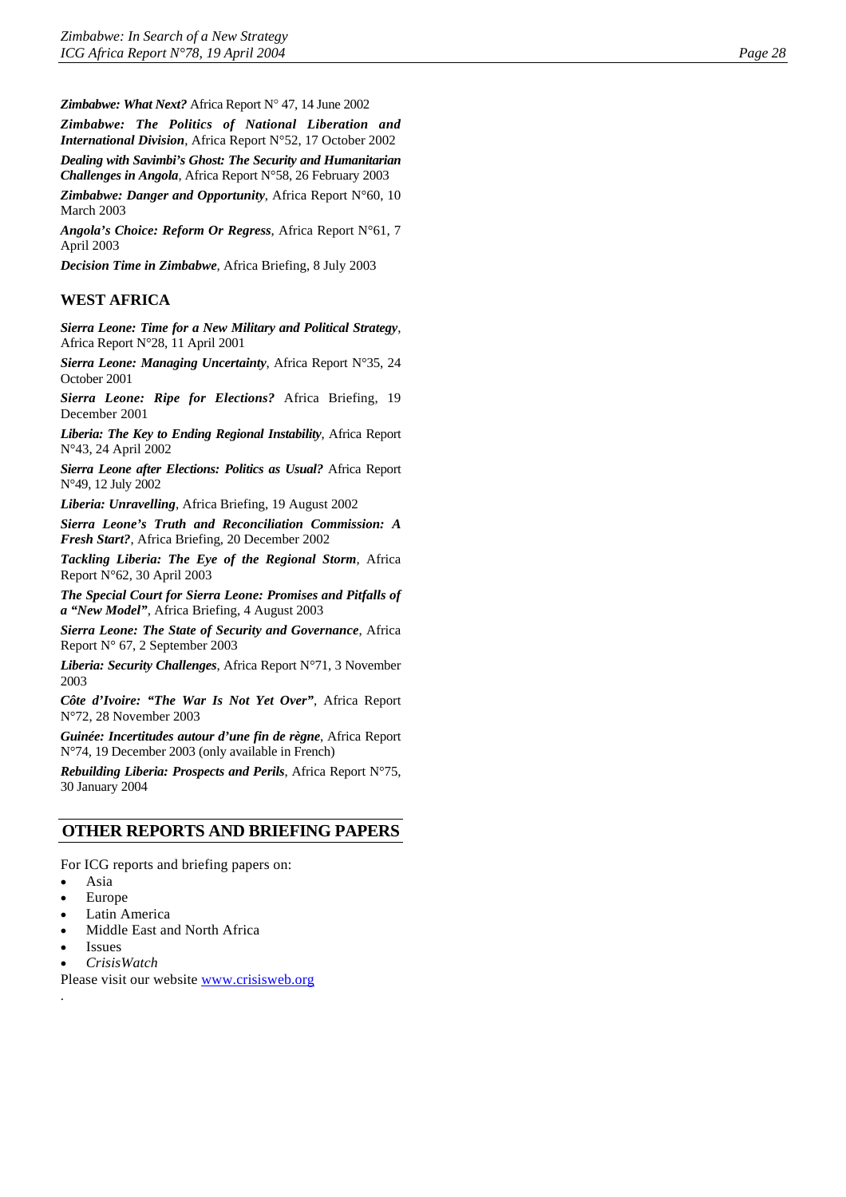***Zimbabwe: What Next?*** Africa Report N° 47, 14 June 2002

***Zimbabwe: The Politics of National Liberation and International Division***, Africa Report N°52, 17 October 2002

***Dealing with Savimbi's Ghost: The Security and Humanitarian Challenges in Angola***, Africa Report N°58, 26 February 2003

***Zimbabwe: Danger and Opportunity***, Africa Report N°60, 10 March 2003

***Angola's Choice: Reform Or Regress***, Africa Report N°61, 7 April 2003

***Decision Time in Zimbabwe***, Africa Briefing, 8 July 2003

## WEST AFRICA

***Sierra Leone: Time for a New Military and Political Strategy***, Africa Report N°28, 11 April 2001

***Sierra Leone: Managing Uncertainty***, Africa Report N°35, 24 October 2001

***Sierra Leone: Ripe for Elections?*** Africa Briefing, 19 December 2001

***Liberia: The Key to Ending Regional Instability***, Africa Report N°43, 24 April 2002

***Sierra Leone after Elections: Politics as Usual?*** Africa Report N°49, 12 July 2002

***Liberia: Unravelling***, Africa Briefing, 19 August 2002

***Sierra Leone's Truth and Reconciliation Commission: A Fresh Start?***, Africa Briefing, 20 December 2002

***Tackling Liberia: The Eye of the Regional Storm***, Africa Report N°62, 30 April 2003

***The Special Court for Sierra Leone: Promises and Pitfalls of a "New Model"***, Africa Briefing, 4 August 2003

***Sierra Leone: The State of Security and Governance***, Africa Report N° 67, 2 September 2003

***Liberia: Security Challenges***, Africa Report N°71, 3 November 2003

***Côte d'Ivoire: "The War Is Not Yet Over"***, Africa Report N°72, 28 November 2003

***Guinée: Incertitudes autour d'une fin de règne***, Africa Report N°74, 19 December 2003 (only available in French)

***Rebuilding Liberia: Prospects and Perils***, Africa Report N°75, 30 January 2004

## OTHER REPORTS AND BRIEFING PAPERS

For ICG reports and briefing papers on:

- Asia
- Europe
- Latin America
- Middle East and North Africa
- Issues
- *CrisisWatch*

Please visit our website [www.crisisweb.org](http://www.crisisweb.org)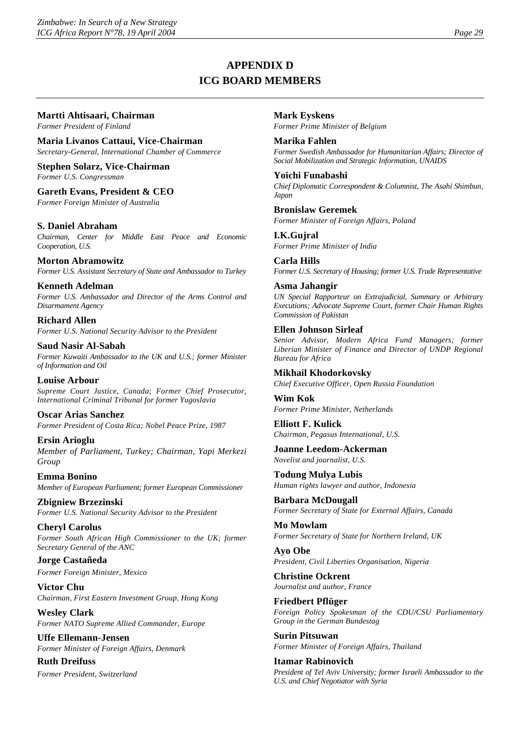# APPENDIX D

# ICG BOARD MEMBERS

**Martti Ahtisaari, Chairman**
*Former President of Finland*

**Maria Livanos Cattaui, Vice-Chairman**
*Secretary-General, International Chamber of Commerce*

**Stephen Solarz, Vice-Chairman**
*Former U.S. Congressman*

**Gareth Evans, President & CEO**
*Former Foreign Minister of Australia*

**S. Daniel Abraham**
*Chairman, Center for Middle East Peace and Economic Cooperation, U.S.*

**Morton Abramowitz**
*Former U.S. Assistant Secretary of State and Ambassador to Turkey*

**Kenneth Adelman**
*Former U.S. Ambassador and Director of the Arms Control and Disarmament Agency*

**Richard Allen**
*Former U.S. National Security Advisor to the President*

**Saud Nasir Al-Sabah**
*Former Kuwaiti Ambassador to the UK and U.S.; former Minister of Information and Oil*

**Louise Arbour**
*Supreme Court Justice, Canada; Former Chief Prosecutor, International Criminal Tribunal for former Yugoslavia*

**Oscar Arias Sanchez**
*Former President of Costa Rica; Nobel Peace Prize, 1987*

**Ersin Arioglu**
*Member of Parliament, Turkey; Chairman, Yapi Merkezi Group*

**Emma Bonino**
*Member of European Parliament; former European Commissioner*

**Zbigniew Brzezinski**
*Former U.S. National Security Advisor to the President*

**Cheryl Carolus**
*Former South African High Commissioner to the UK; former Secretary General of the ANC*

**Jorge Castañeda**
*Former Foreign Minister, Mexico*

**Victor Chu**
*Chairman, First Eastern Investment Group, Hong Kong*

**Wesley Clark**
*Former NATO Supreme Allied Commander, Europe*

**Uffe Ellemann-Jensen**
*Former Minister of Foreign Affairs, Denmark*

**Ruth Dreifuss**
*Former President, Switzerland*

**Mark Eyskens**
*Former Prime Minister of Belgium*

**Marika Fahlen**
*Former Swedish Ambassador for Humanitarian Affairs; Director of Social Mobilization and Strategic Information, UNAIDS*

**Yoichi Funabashi**
*Chief Diplomatic Correspondent & Columnist, The Asahi Shimbun, Japan*

**Bronislaw Geremek**
*Former Minister of Foreign Affairs, Poland*

**I.K.Gujral**
*Former Prime Minister of India*

**Carla Hills**
*Former U.S. Secretary of Housing; former U.S. Trade Representative*

**Asma Jahangir**
*UN Special Rapporteur on Extrajudicial, Summary or Arbitrary Executions; Advocate Supreme Court, former Chair Human Rights Commission of Pakistan*

**Ellen Johnson Sirleaf**
*Senior Advisor, Modern Africa Fund Managers; former Liberian Minister of Finance and Director of UNDP Regional Bureau for Africa*

**Mikhail Khodorkovsky**
*Chief Executive Officer, Open Russia Foundation*

**Wim Kok**
*Former Prime Minister, Netherlands*

**Elliott F. Kulick**
*Chairman, Pegasus International, U.S.*

**Joanne Leedom-Ackerman**
*Novelist and journalist, U.S.*

**Todung Mulya Lubis**
*Human rights lawyer and author, Indonesia*

**Barbara McDougall**
*Former Secretary of State for External Affairs, Canada*

**Mo Mowlam**
*Former Secretary of State for Northern Ireland, UK*

**Ayo Obe**
*President, Civil Liberties Organisation, Nigeria*

**Christine Ockrent**
*Journalist and author, France*

**Friedbert Pflüger**
*Foreign Policy Spokesman of the CDU/CSU Parliamentary Group in the German Bundestag*

**Surin Pitsuwan**
*Former Minister of Foreign Affairs, Thailand*

**Itamar Rabinovich**
*President of Tel Aviv University; former Israeli Ambassador to the U.S. and Chief Negotiator with Syria*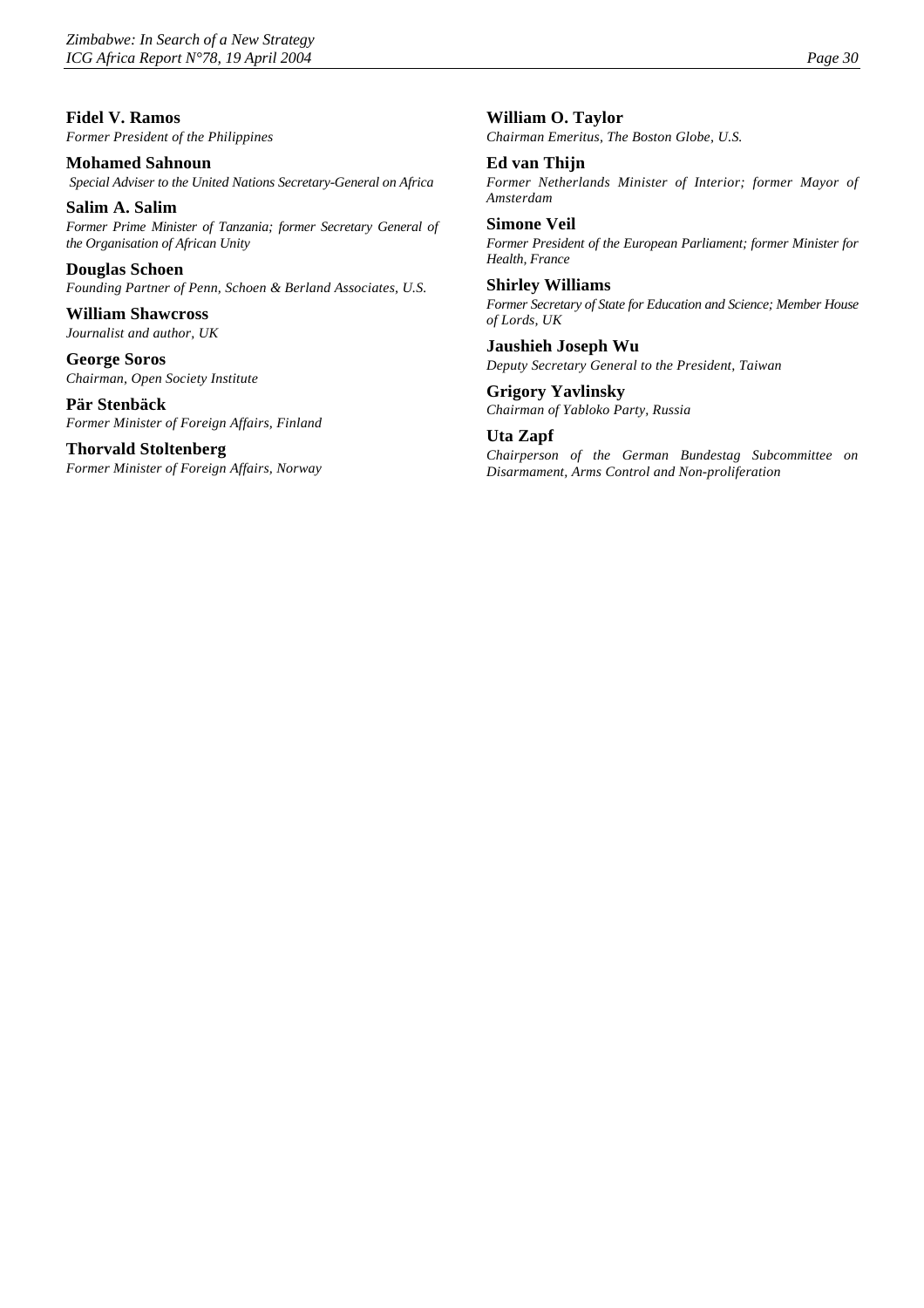**Fidel V. Ramos**
*Former President of the Philippines*

**Mohamed Sahnoun**
*Special Adviser to the United Nations Secretary-General on Africa*

**Salim A. Salim**
*Former Prime Minister of Tanzania; former Secretary General of the Organisation of African Unity*

**Douglas Schoen**
*Founding Partner of Penn, Schoen & Berland Associates, U.S.*

**William Shawcross**
*Journalist and author, UK*

**George Soros**
*Chairman, Open Society Institute*

**Pär Stenbäck**
*Former Minister of Foreign Affairs, Finland*

**Thorvald Stoltenberg**
*Former Minister of Foreign Affairs, Norway*

**William O. Taylor**
*Chairman Emeritus, The Boston Globe, U.S.*

**Ed van Thijn**
*Former Netherlands Minister of Interior; former Mayor of Amsterdam*

**Simone Veil**
*Former President of the European Parliament; former Minister for Health, France*

**Shirley Williams**
*Former Secretary of State for Education and Science; Member House of Lords, UK*

**Jaushieh Joseph Wu**
*Deputy Secretary General to the President, Taiwan*

**Grigory Yavlinsky**
*Chairman of Yabloko Party, Russia*

**Uta Zapf**
*Chairperson of the German Bundestag Subcommittee on Disarmament, Arms Control and Non-proliferation*